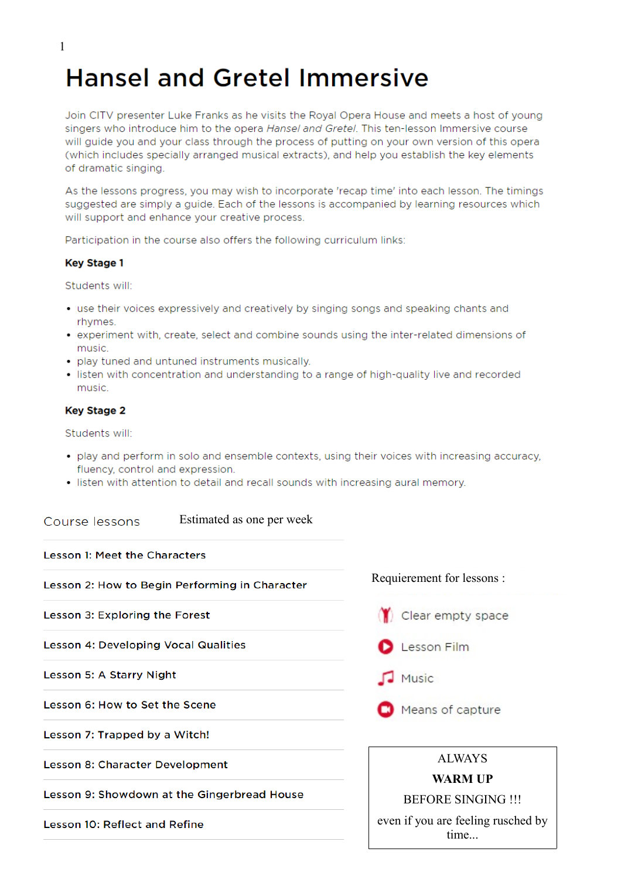# Hansel and Gretel Immersive

Join CITV presenter Luke Franks as he visits the Royal Opera House and meets a host of young singers who introduce him to the opera *Hansel and Gretel*. This ten-lesson Immersive course will guide you and your class through the process of putting on your own version of this opera (which includes specially arranged musical extracts), and help you establish the key elements of dramatic singing.

As the lessons progress, you may wish to incorporate 'recap time' into each lesson. The timings suggested are simply a guide. Each of the lessons is accompanied by learning resources which will support and enhance your creative process.

Participation in the course also offers the following curriculum links:

**Key Stage 1**

Students will:

- use their voices expressively and creatively by singing songs and speaking chants and rhymes.
- experiment with, create, select and combine sounds using the inter-related dimensions of music.
- play tuned and untuned instruments musically.
- listen with concentration and understanding to a range of high-quality live and recorded music.

**Key Stage 2**

Students will:

- play and perform in solo and ensemble contexts, using their voices with increasing accuracy, fluency, control and expression.
- listen with attention to detail and recall sounds with increasing aural memory.

## Course lessons

Estimated as one per week

- Lesson 1: Meet the Characters
- Lesson 2: How to Begin Performing in Character
- Lesson 3: Exploring the Forest
- Lesson 4: Developing Vocal Qualities
- Lesson 5: A Starry Night
- Lesson 6: How to Set the Scene
- Lesson 7: Trapped by a Witch!
- Lesson 8: Character Development
- Lesson 9: Showdown at the Gingerbread House
- Lesson 10: Reflect and Refine

Requierement for lessons :

- Clear empty space
- Lesson Film
- Music
- Means of capture

ALWAYS

**WARM UP**

BEFORE SINGING !!!

even if you are feeling rusched by time...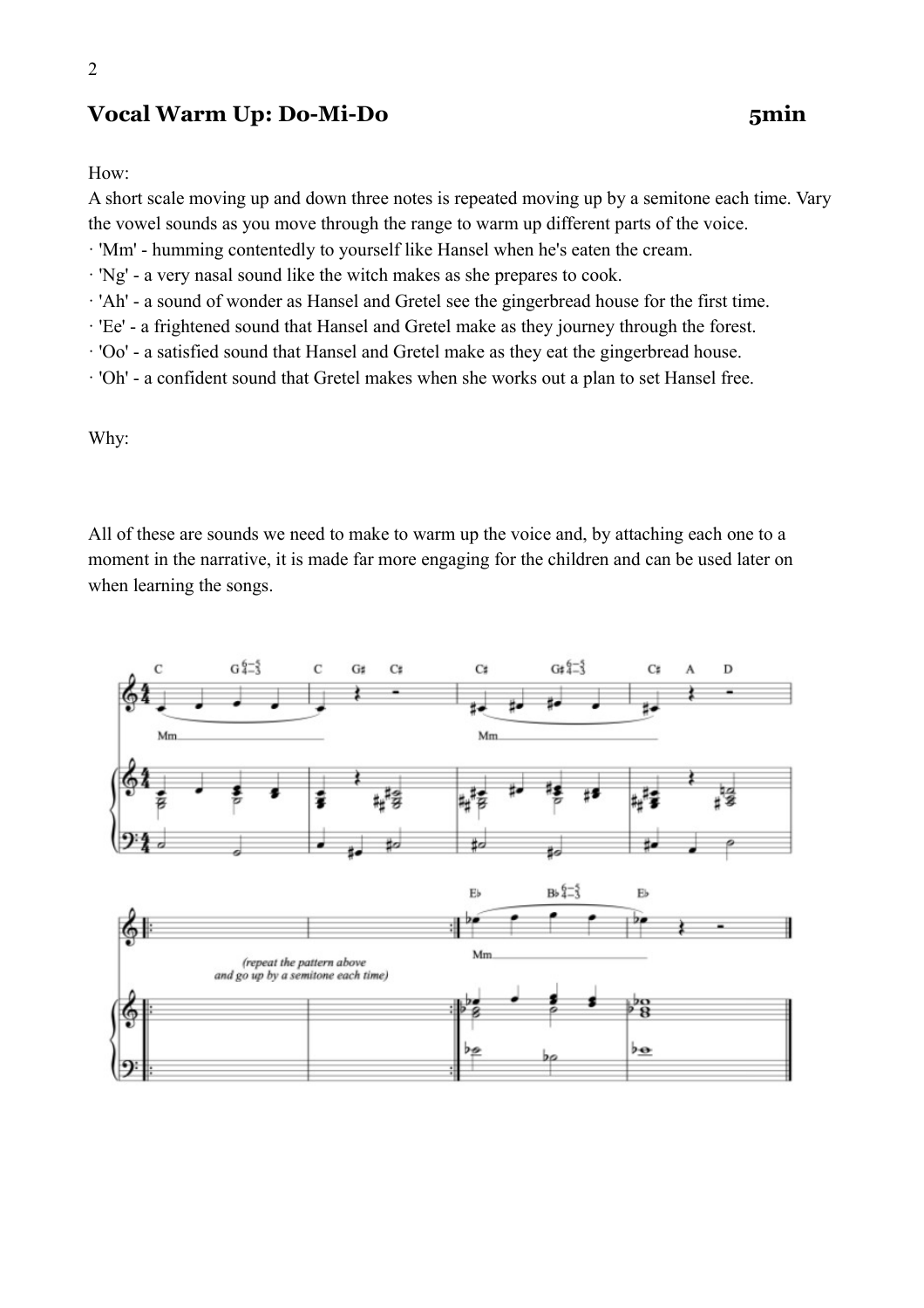## Vocal Warm Up: Do-Mi-Do 5min

How:
A short scale moving up and down three notes is repeated moving up by a semitone each time. Vary the vowel sounds as you move through the range to warm up different parts of the voice.

· 'Mm' - humming contentedly to yourself like Hansel when he's eaten the cream.
· 'Ng' - a very nasal sound like the witch makes as she prepares to cook.
· 'Ah' - a sound of wonder as Hansel and Gretel see the gingerbread house for the first time.
· 'Ee' - a frightened sound that Hansel and Gretel make as they journey through the forest.
· 'Oo' - a satisfied sound that Hansel and Gretel make as they eat the gingerbread house.
· 'Oh' - a confident sound that Gretel makes when she works out a plan to set Hansel free.

Why:

All of these are sounds we need to make to warm up the voice and, by attaching each one to a moment in the narrative, it is made far more engaging for the children and can be used later on when learning the songs.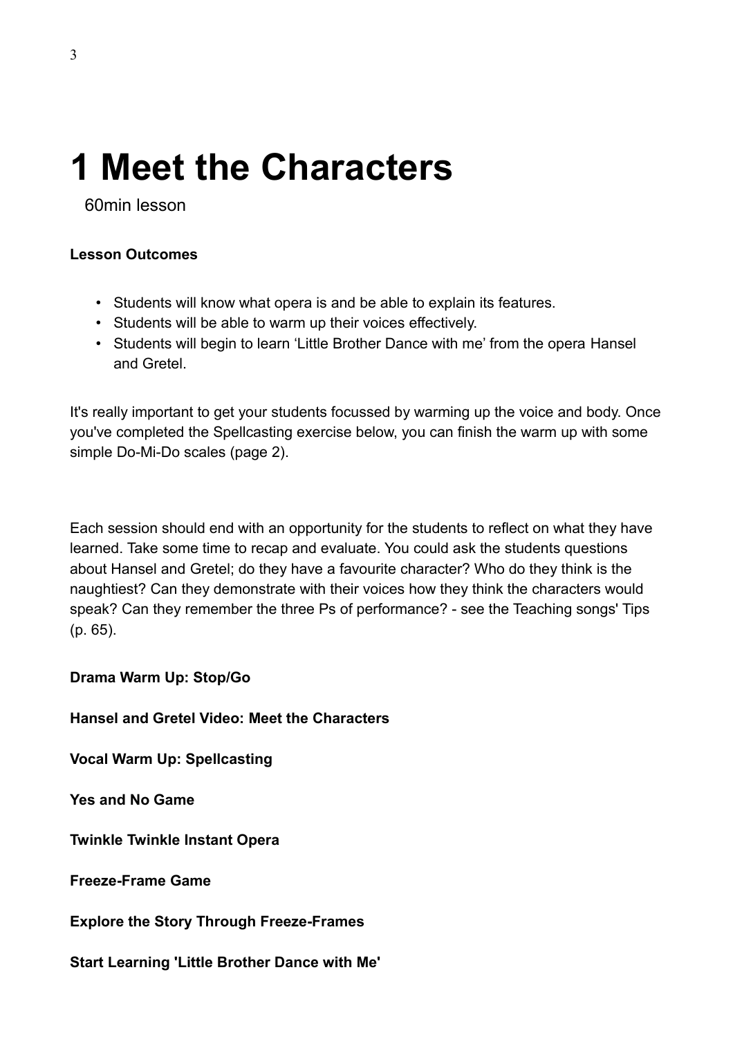# 1 Meet the Characters

60min lesson

**Lesson Outcomes**

- Students will know what opera is and be able to explain its features.
- Students will be able to warm up their voices effectively.
- Students will begin to learn 'Little Brother Dance with me' from the opera Hansel and Gretel.

It's really important to get your students focussed by warming up the voice and body. Once you've completed the Spellcasting exercise below, you can finish the warm up with some simple Do-Mi-Do scales (page 2).

Each session should end with an opportunity for the students to reflect on what they have learned. Take some time to recap and evaluate. You could ask the students questions about Hansel and Gretel; do they have a favourite character? Who do they think is the naughtiest? Can they demonstrate with their voices how they think the characters would speak? Can they remember the three Ps of performance? - see the Teaching songs' Tips (p. 65).

**Drama Warm Up: Stop/Go**

**Hansel and Gretel Video: Meet the Characters**

**Vocal Warm Up: Spellcasting**

**Yes and No Game**

**Twinkle Twinkle Instant Opera**

**Freeze-Frame Game**

**Explore the Story Through Freeze-Frames**

**Start Learning 'Little Brother Dance with Me'**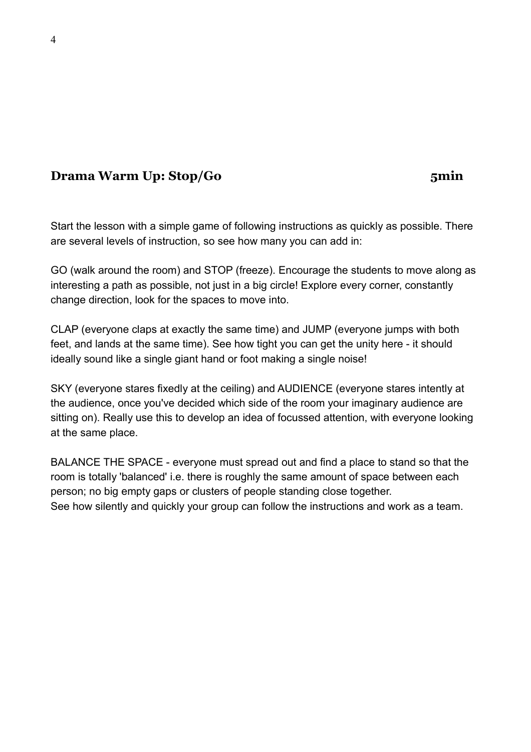## **Drama Warm Up: Stop/Go** **5min**

Start the lesson with a simple game of following instructions as quickly as possible. There are several levels of instruction, so see how many you can add in:

GO (walk around the room) and STOP (freeze). Encourage the students to move along as interesting a path as possible, not just in a big circle! Explore every corner, constantly change direction, look for the spaces to move into.

CLAP (everyone claps at exactly the same time) and JUMP (everyone jumps with both feet, and lands at the same time). See how tight you can get the unity here - it should ideally sound like a single giant hand or foot making a single noise!

SKY (everyone stares fixedly at the ceiling) and AUDIENCE (everyone stares intently at the audience, once you've decided which side of the room your imaginary audience are sitting on). Really use this to develop an idea of focussed attention, with everyone looking at the same place.

BALANCE THE SPACE - everyone must spread out and find a place to stand so that the room is totally 'balanced' i.e. there is roughly the same amount of space between each person; no big empty gaps or clusters of people standing close together.
See how silently and quickly your group can follow the instructions and work as a team.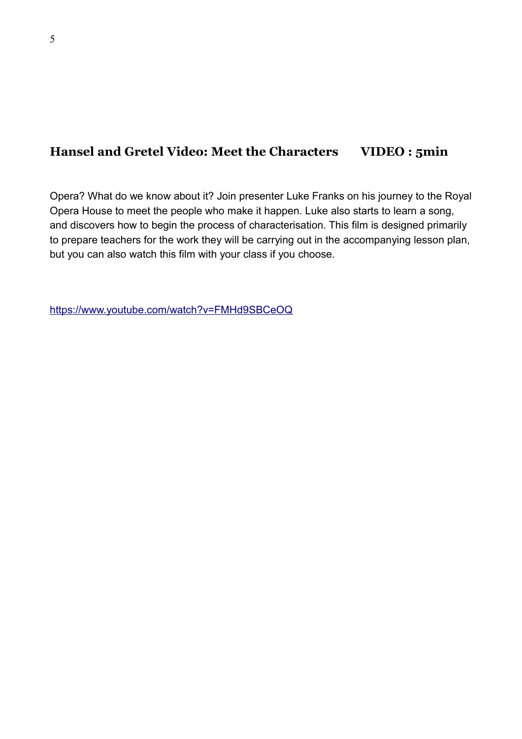## Hansel and Gretel Video: Meet the Characters VIDEO : 5min

Opera? What do we know about it? Join presenter Luke Franks on his journey to the Royal Opera House to meet the people who make it happen. Luke also starts to learn a song, and discovers how to begin the process of characterisation. This film is designed primarily to prepare teachers for the work they will be carrying out in the accompanying lesson plan, but you can also watch this film with your class if you choose.

https://www.youtube.com/watch?v=FMHd9SBCeOQ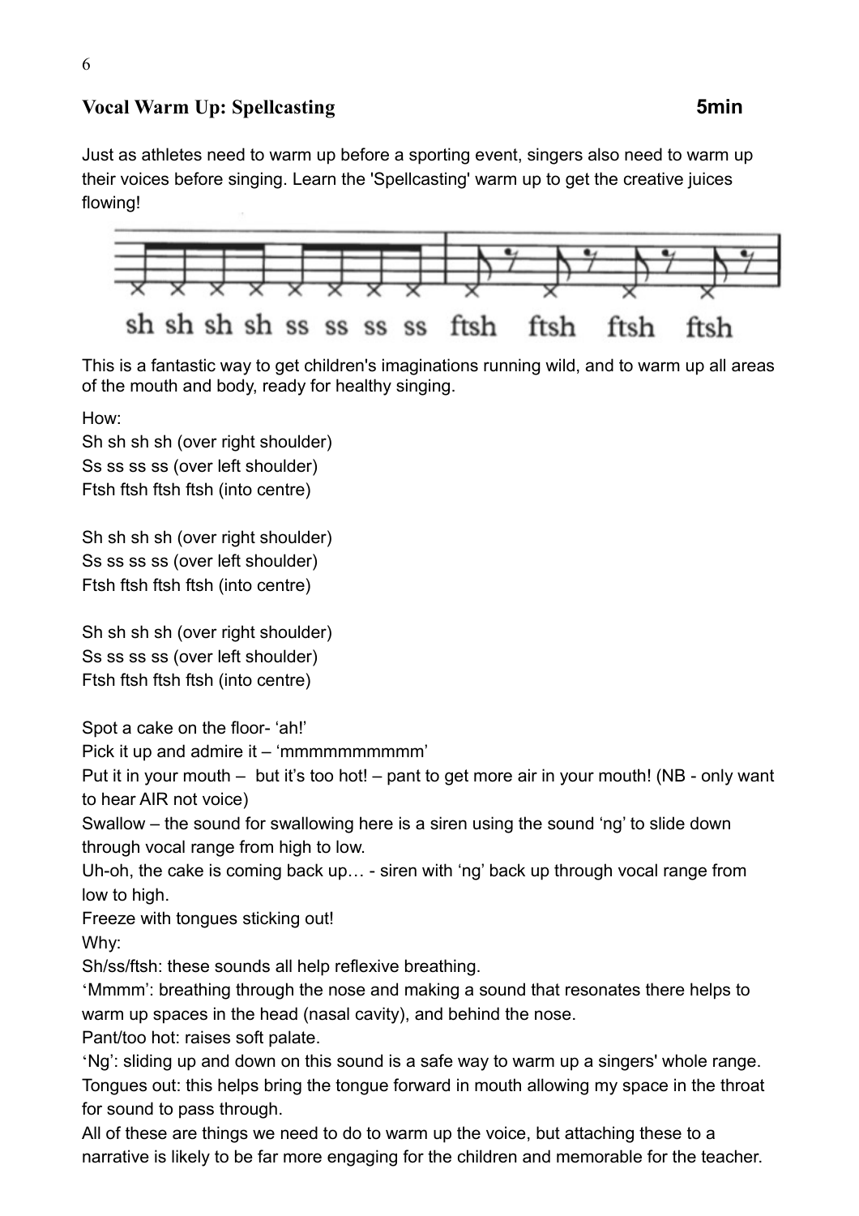## Vocal Warm Up: Spellcasting **5min**

Just as athletes need to warm up before a sporting event, singers also need to warm up their voices before singing. Learn the 'Spellcasting' warm up to get the creative juices flowing!

sh sh sh sh ss ss ss ss ftsh ftsh ftsh ftsh

This is a fantastic way to get children's imaginations running wild, and to warm up all areas of the mouth and body, ready for healthy singing.

How:

Sh sh sh sh (over right shoulder)
Ss ss ss ss (over left shoulder)
Ftsh ftsh ftsh ftsh (into centre)

Sh sh sh sh (over right shoulder)
Ss ss ss ss (over left shoulder)
Ftsh ftsh ftsh ftsh (into centre)

Sh sh sh sh (over right shoulder)
Ss ss ss ss (over left shoulder)
Ftsh ftsh ftsh ftsh (into centre)

Spot a cake on the floor- 'ah!'
Pick it up and admire it – 'mmmmmmmmmm'
Put it in your mouth – but it's too hot! – pant to get more air in your mouth! (NB - only want to hear AIR not voice)
Swallow – the sound for swallowing here is a siren using the sound 'ng' to slide down through vocal range from high to low.
Uh-oh, the cake is coming back up… - siren with 'ng' back up through vocal range from low to high.
Freeze with tongues sticking out!

Why:

Sh/ss/ftsh: these sounds all help reflexive breathing.
'Mmmm': breathing through the nose and making a sound that resonates there helps to warm up spaces in the head (nasal cavity), and behind the nose.
Pant/too hot: raises soft palate.
'Ng': sliding up and down on this sound is a safe way to warm up a singers' whole range.
Tongues out: this helps bring the tongue forward in mouth allowing my space in the throat for sound to pass through.
All of these are things we need to do to warm up the voice, but attaching these to a narrative is likely to be far more engaging for the children and memorable for the teacher.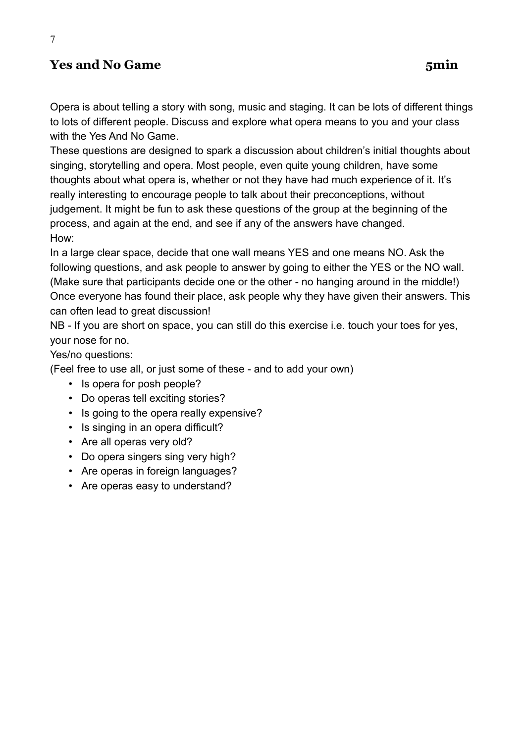## Yes and No Game **5min**

Opera is about telling a story with song, music and staging. It can be lots of different things to lots of different people. Discuss and explore what opera means to you and your class with the Yes And No Game.

These questions are designed to spark a discussion about children's initial thoughts about singing, storytelling and opera. Most people, even quite young children, have some thoughts about what opera is, whether or not they have had much experience of it. It's really interesting to encourage people to talk about their preconceptions, without judgement. It might be fun to ask these questions of the group at the beginning of the process, and again at the end, and see if any of the answers have changed.

How:

In a large clear space, decide that one wall means YES and one means NO. Ask the following questions, and ask people to answer by going to either the YES or the NO wall. (Make sure that participants decide one or the other - no hanging around in the middle!) Once everyone has found their place, ask people why they have given their answers. This can often lead to great discussion!

NB - If you are short on space, you can still do this exercise i.e. touch your toes for yes, your nose for no.

Yes/no questions:

(Feel free to use all, or just some of these - and to add your own)

- Is opera for posh people?
- Do operas tell exciting stories?
- Is going to the opera really expensive?
- Is singing in an opera difficult?
- Are all operas very old?
- Do opera singers sing very high?
- Are operas in foreign languages?
- Are operas easy to understand?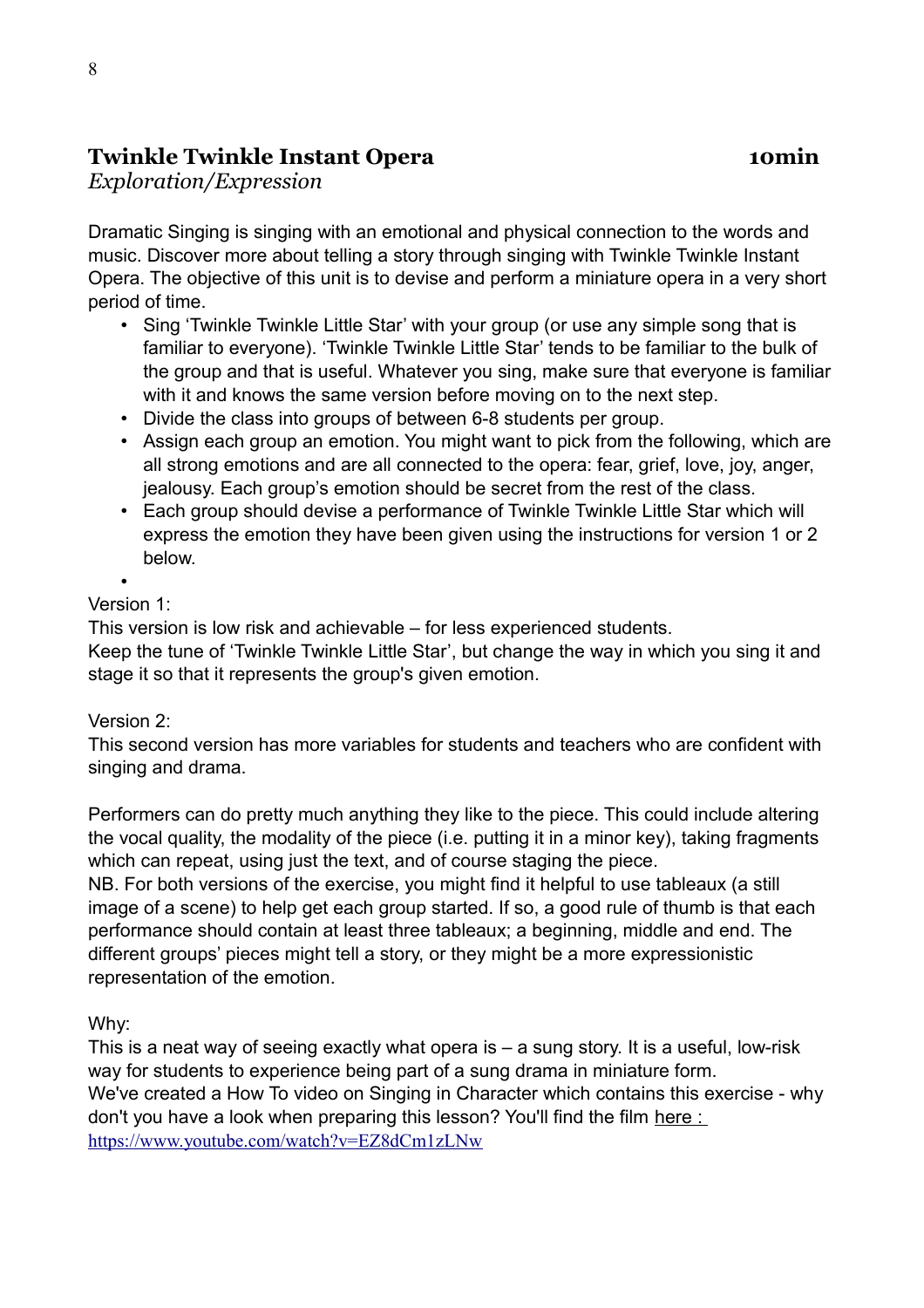## Twinkle Twinkle Instant Opera **10min**

*Exploration/Expression*

Dramatic Singing is singing with an emotional and physical connection to the words and music. Discover more about telling a story through singing with Twinkle Twinkle Instant Opera. The objective of this unit is to devise and perform a miniature opera in a very short period of time.

- Sing 'Twinkle Twinkle Little Star' with your group (or use any simple song that is familiar to everyone). 'Twinkle Twinkle Little Star' tends to be familiar to the bulk of the group and that is useful. Whatever you sing, make sure that everyone is familiar with it and knows the same version before moving on to the next step.
- Divide the class into groups of between 6-8 students per group.
- Assign each group an emotion. You might want to pick from the following, which are all strong emotions and are all connected to the opera: fear, grief, love, joy, anger, jealousy. Each group's emotion should be secret from the rest of the class.
- Each group should devise a performance of Twinkle Twinkle Little Star which will express the emotion they have been given using the instructions for version 1 or 2 below.

Version 1:
This version is low risk and achievable – for less experienced students.
Keep the tune of 'Twinkle Twinkle Little Star', but change the way in which you sing it and stage it so that it represents the group's given emotion.

Version 2:
This second version has more variables for students and teachers who are confident with singing and drama.

Performers can do pretty much anything they like to the piece. This could include altering the vocal quality, the modality of the piece (i.e. putting it in a minor key), taking fragments which can repeat, using just the text, and of course staging the piece.
NB. For both versions of the exercise, you might find it helpful to use tableaux (a still image of a scene) to help get each group started. If so, a good rule of thumb is that each performance should contain at least three tableaux; a beginning, middle and end. The different groups' pieces might tell a story, or they might be a more expressionistic representation of the emotion.

Why:
This is a neat way of seeing exactly what opera is – a sung story. It is a useful, low-risk way for students to experience being part of a sung drama in miniature form.
We've created a How To video on Singing in Character which contains this exercise - why don't you have a look when preparing this lesson? You'll find the film [here : https://www.youtube.com/watch?v=EZ8dCm1zLNw](https://www.youtube.com/watch?v=EZ8dCm1zLNw)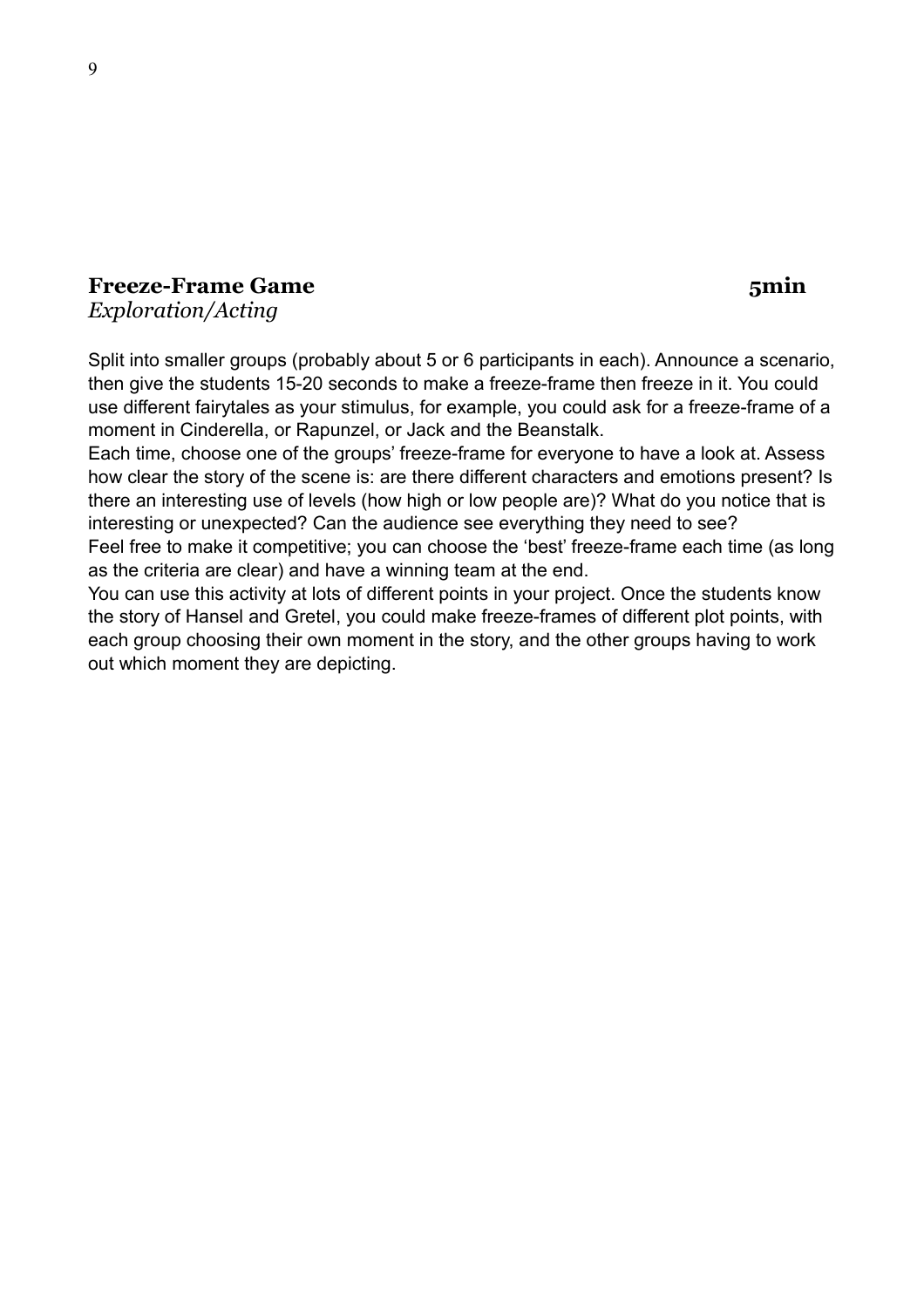## **Freeze-Frame Game** **5min**

*Exploration/Acting*

Split into smaller groups (probably about 5 or 6 participants in each). Announce a scenario, then give the students 15-20 seconds to make a freeze-frame then freeze in it. You could use different fairytales as your stimulus, for example, you could ask for a freeze-frame of a moment in Cinderella, or Rapunzel, or Jack and the Beanstalk.

Each time, choose one of the groups' freeze-frame for everyone to have a look at. Assess how clear the story of the scene is: are there different characters and emotions present? Is there an interesting use of levels (how high or low people are)? What do you notice that is interesting or unexpected? Can the audience see everything they need to see?

Feel free to make it competitive; you can choose the 'best' freeze-frame each time (as long as the criteria are clear) and have a winning team at the end.

You can use this activity at lots of different points in your project. Once the students know the story of Hansel and Gretel, you could make freeze-frames of different plot points, with each group choosing their own moment in the story, and the other groups having to work out which moment they are depicting.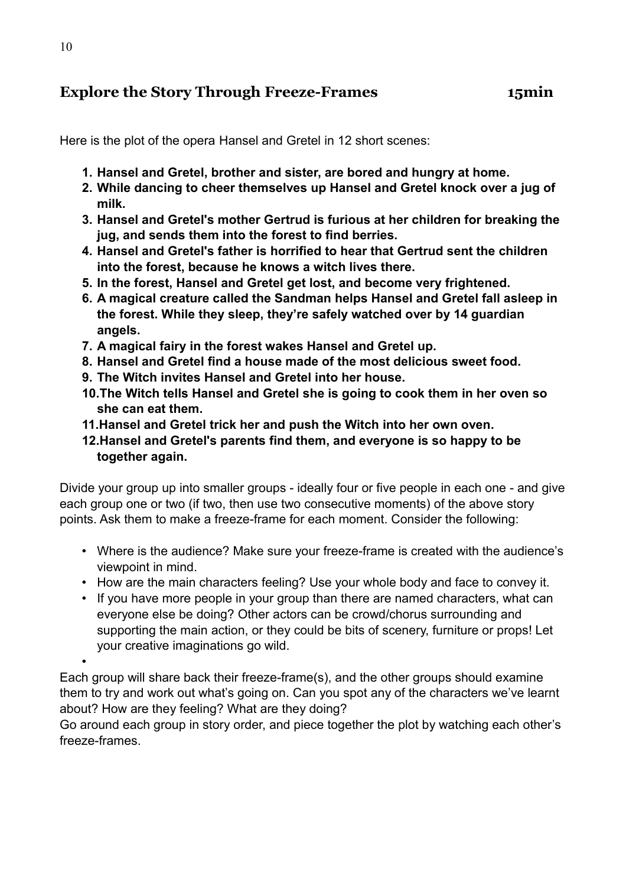## Explore the Story Through Freeze-Frames 15min

Here is the plot of the opera Hansel and Gretel in 12 short scenes:

1. **Hansel and Gretel, brother and sister, are bored and hungry at home.**
2. **While dancing to cheer themselves up Hansel and Gretel knock over a jug of milk.**
3. **Hansel and Gretel's mother Gertrud is furious at her children for breaking the jug, and sends them into the forest to find berries.**
4. **Hansel and Gretel's father is horrified to hear that Gertrud sent the children into the forest, because he knows a witch lives there.**
5. **In the forest, Hansel and Gretel get lost, and become very frightened.**
6. **A magical creature called the Sandman helps Hansel and Gretel fall asleep in the forest. While they sleep, they're safely watched over by 14 guardian angels.**
7. **A magical fairy in the forest wakes Hansel and Gretel up.**
8. **Hansel and Gretel find a house made of the most delicious sweet food.**
9. **The Witch invites Hansel and Gretel into her house.**
10. **The Witch tells Hansel and Gretel she is going to cook them in her oven so she can eat them.**
11. **Hansel and Gretel trick her and push the Witch into her own oven.**
12. **Hansel and Gretel's parents find them, and everyone is so happy to be together again.**

Divide your group up into smaller groups - ideally four or five people in each one - and give each group one or two (if two, then use two consecutive moments) of the above story points. Ask them to make a freeze-frame for each moment. Consider the following:

- Where is the audience? Make sure your freeze-frame is created with the audience's viewpoint in mind.
- How are the main characters feeling? Use your whole body and face to convey it.
- If you have more people in your group than there are named characters, what can everyone else be doing? Other actors can be crowd/chorus surrounding and supporting the main action, or they could be bits of scenery, furniture or props! Let your creative imaginations go wild.

Each group will share back their freeze-frame(s), and the other groups should examine them to try and work out what's going on. Can you spot any of the characters we've learnt about? How are they feeling? What are they doing?

Go around each group in story order, and piece together the plot by watching each other's freeze-frames.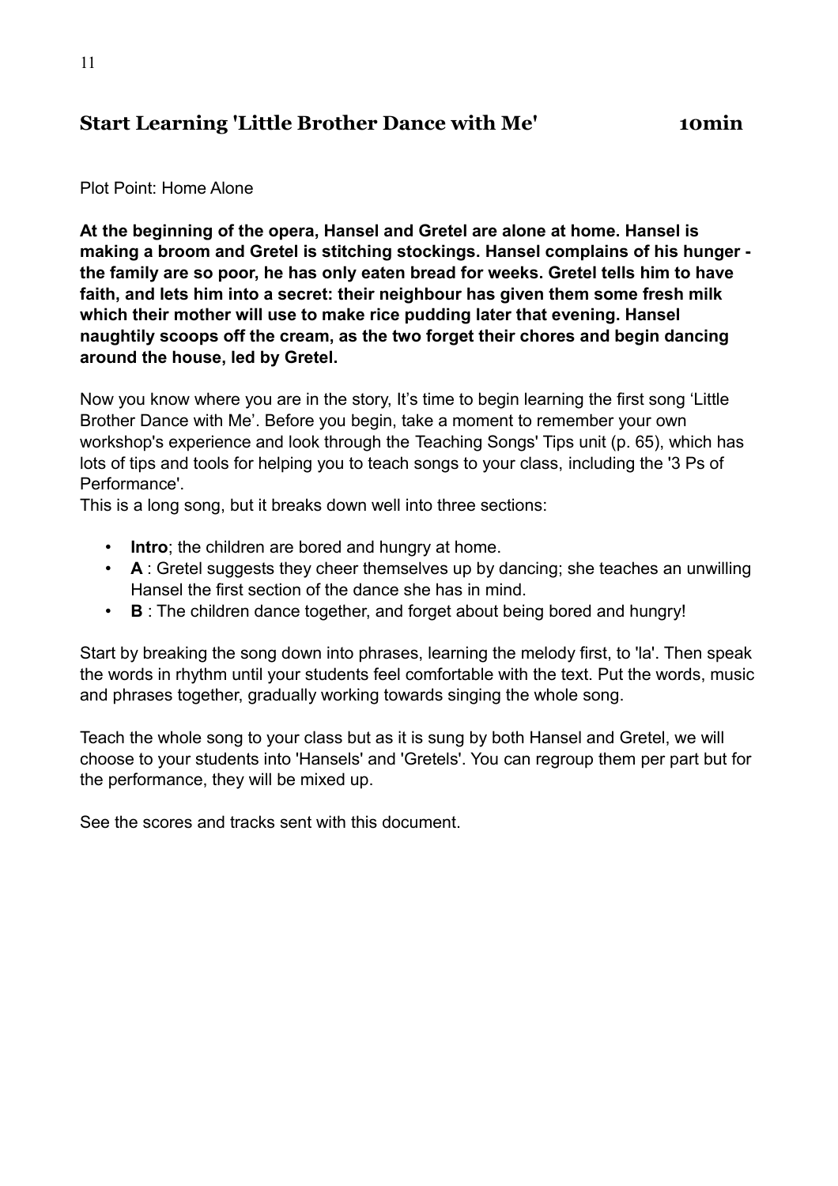## Start Learning 'Little Brother Dance with Me' 10min

Plot Point: Home Alone

**At the beginning of the opera, Hansel and Gretel are alone at home. Hansel is making a broom and Gretel is stitching stockings. Hansel complains of his hunger - the family are so poor, he has only eaten bread for weeks. Gretel tells him to have faith, and lets him into a secret: their neighbour has given them some fresh milk which their mother will use to make rice pudding later that evening. Hansel naughtily scoops off the cream, as the two forget their chores and begin dancing around the house, led by Gretel.**

Now you know where you are in the story, It's time to begin learning the first song 'Little Brother Dance with Me'. Before you begin, take a moment to remember your own workshop's experience and look through the Teaching Songs' Tips unit (p. 65), which has lots of tips and tools for helping you to teach songs to your class, including the '3 Ps of Performance'.

This is a long song, but it breaks down well into three sections:

- **Intro**; the children are bored and hungry at home.
- **A** : Gretel suggests they cheer themselves up by dancing; she teaches an unwilling Hansel the first section of the dance she has in mind.
- **B** : The children dance together, and forget about being bored and hungry!

Start by breaking the song down into phrases, learning the melody first, to 'la'. Then speak the words in rhythm until your students feel comfortable with the text. Put the words, music and phrases together, gradually working towards singing the whole song.

Teach the whole song to your class but as it is sung by both Hansel and Gretel, we will choose to your students into 'Hansels' and 'Gretels'. You can regroup them per part but for the performance, they will be mixed up.

See the scores and tracks sent with this document.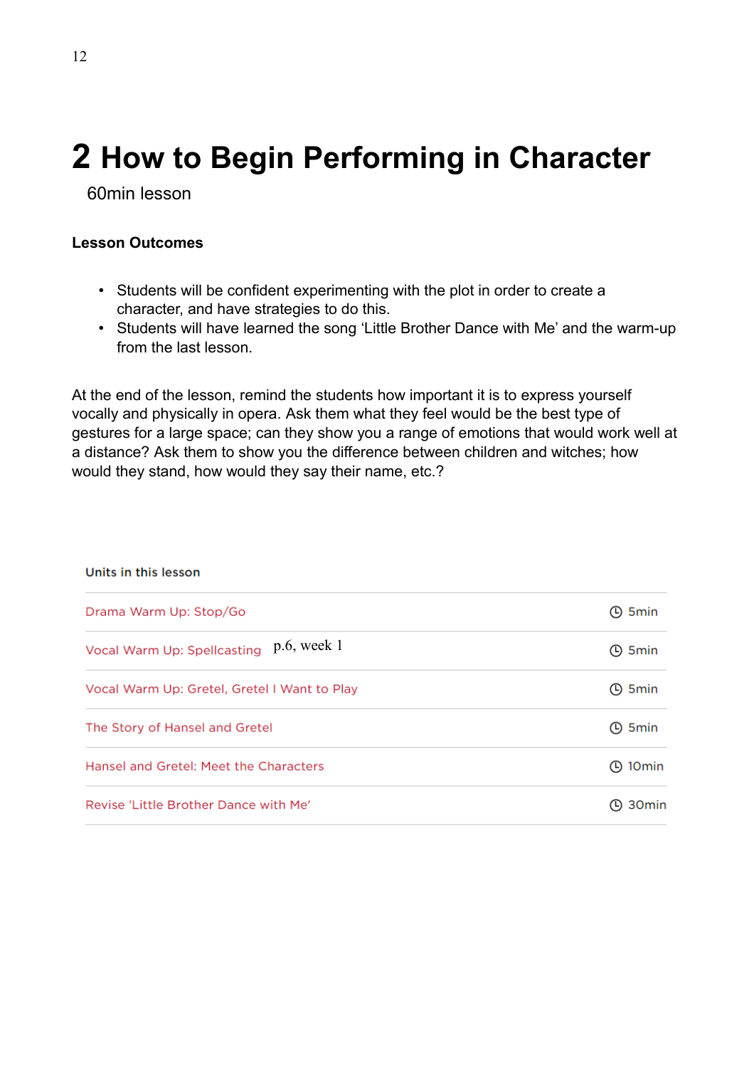# 2 How to Begin Performing in Character

60min lesson

**Lesson Outcomes**

- Students will be confident experimenting with the plot in order to create a character, and have strategies to do this.
- Students will have learned the song 'Little Brother Dance with Me' and the warm-up from the last lesson.

At the end of the lesson, remind the students how important it is to express yourself vocally and physically in opera. Ask them what they feel would be the best type of gestures for a large space; can they show you a range of emotions that would work well at a distance? Ask them to show you the difference between children and witches; how would they stand, how would they say their name, etc.?

| Units in this lesson | |
|---|---|
| Drama Warm Up: Stop/Go | 5min |
| Vocal Warm Up: Spellcasting p.6, week 1 | 5min |
| Vocal Warm Up: Gretel, Gretel I Want to Play | 5min |
| The Story of Hansel and Gretel | 5min |
| Hansel and Gretel: Meet the Characters | 10min |
| Revise 'Little Brother Dance with Me' | 30min |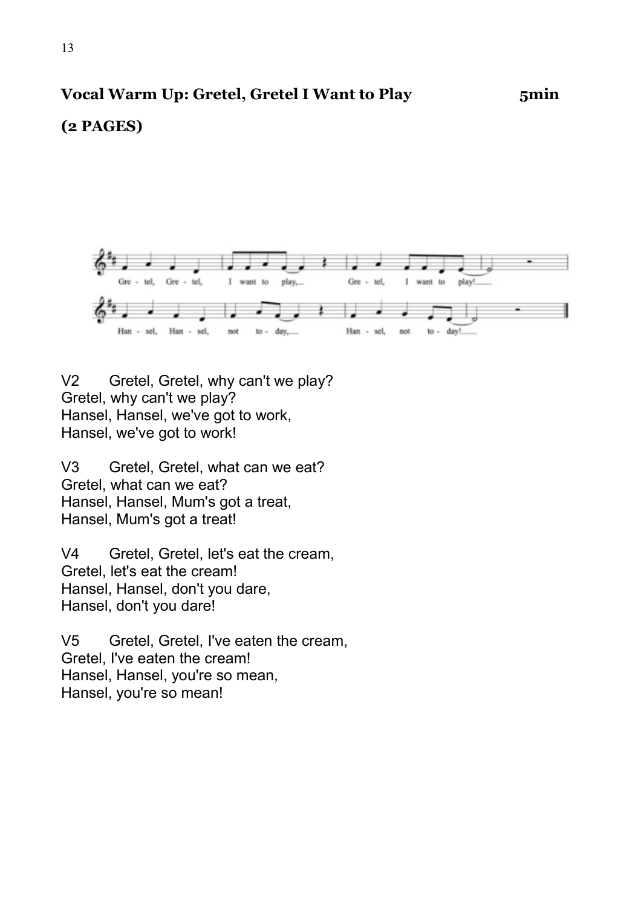**Vocal Warm Up: Gretel, Gretel I Want to Play** **5min**

**(2 PAGES)**

V2 Gretel, Gretel, why can't we play?
Gretel, why can't we play?
Hansel, Hansel, we've got to work,
Hansel, we've got to work!

V3 Gretel, Gretel, what can we eat?
Gretel, what can we eat?
Hansel, Hansel, Mum's got a treat,
Hansel, Mum's got a treat!

V4 Gretel, Gretel, let's eat the cream,
Gretel, let's eat the cream!
Hansel, Hansel, don't you dare,
Hansel, don't you dare!

V5 Gretel, Gretel, I've eaten the cream,
Gretel, I've eaten the cream!
Hansel, Hansel, you're so mean,
Hansel, you're so mean!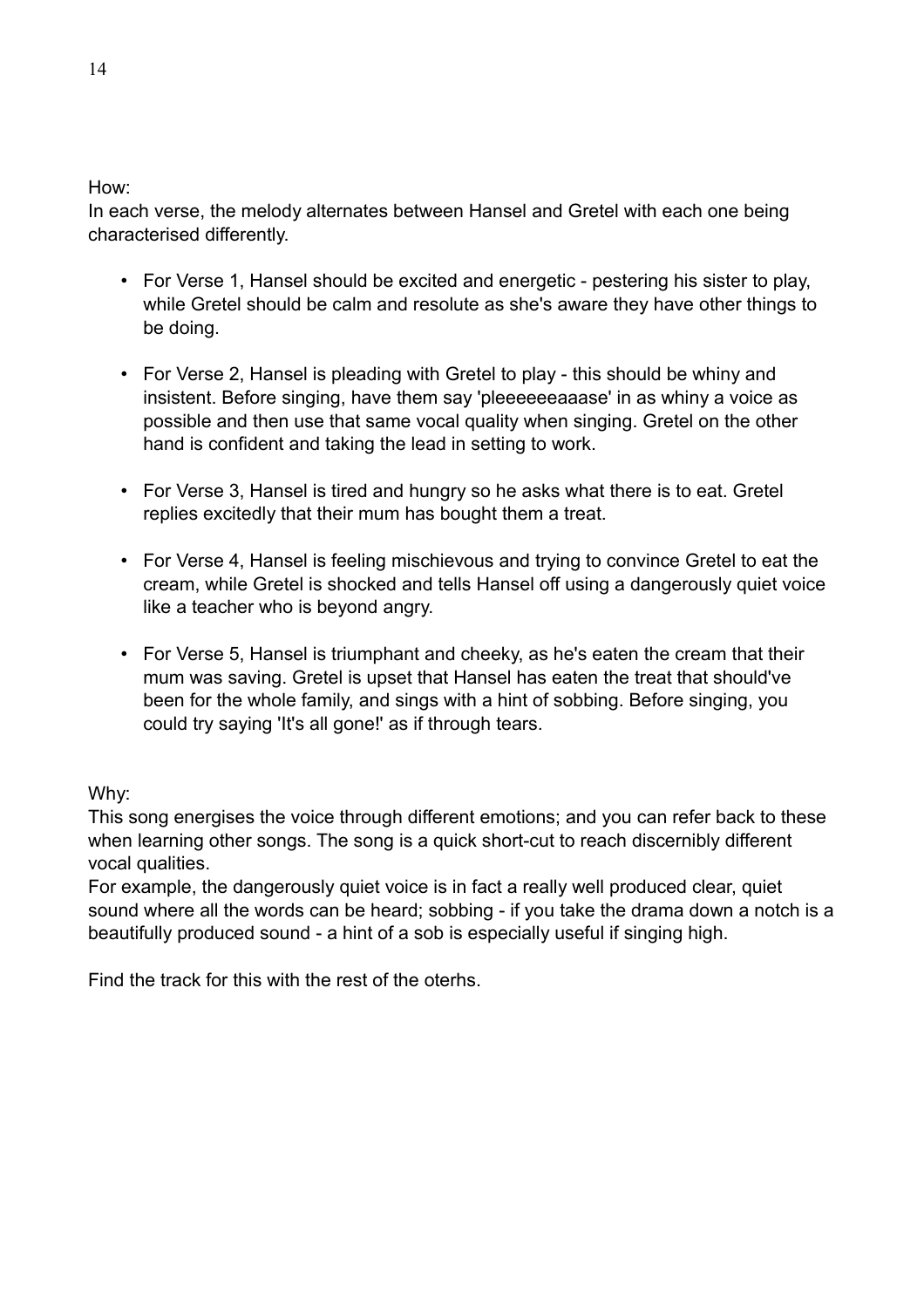How:

In each verse, the melody alternates between Hansel and Gretel with each one being characterised differently.

- For Verse 1, Hansel should be excited and energetic - pestering his sister to play, while Gretel should be calm and resolute as she's aware they have other things to be doing.
- For Verse 2, Hansel is pleading with Gretel to play - this should be whiny and insistent. Before singing, have them say 'pleeeeeeaaase' in as whiny a voice as possible and then use that same vocal quality when singing. Gretel on the other hand is confident and taking the lead in setting to work.
- For Verse 3, Hansel is tired and hungry so he asks what there is to eat. Gretel replies excitedly that their mum has bought them a treat.
- For Verse 4, Hansel is feeling mischievous and trying to convince Gretel to eat the cream, while Gretel is shocked and tells Hansel off using a dangerously quiet voice like a teacher who is beyond angry.
- For Verse 5, Hansel is triumphant and cheeky, as he's eaten the cream that their mum was saving. Gretel is upset that Hansel has eaten the treat that should've been for the whole family, and sings with a hint of sobbing. Before singing, you could try saying 'It's all gone!' as if through tears.

Why:

This song energises the voice through different emotions; and you can refer back to these when learning other songs. The song is a quick short-cut to reach discernibly different vocal qualities.

For example, the dangerously quiet voice is in fact a really well produced clear, quiet sound where all the words can be heard; sobbing - if you take the drama down a notch is a beautifully produced sound - a hint of a sob is especially useful if singing high.

Find the track for this with the rest of the oterhs.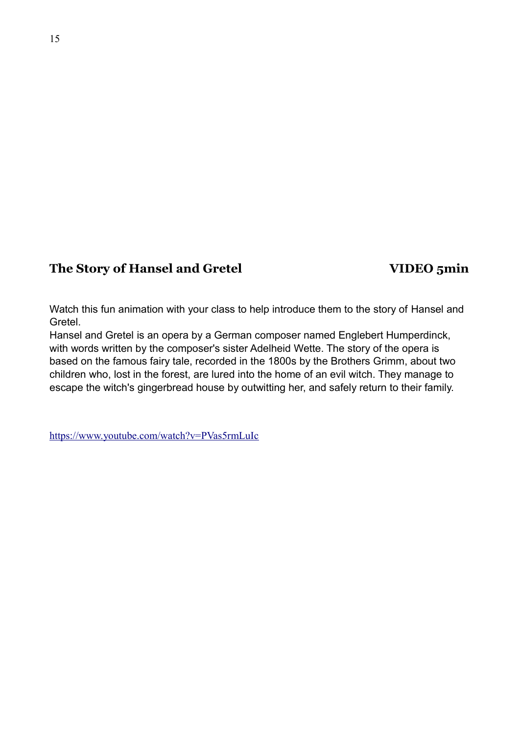## The Story of Hansel and Gretel VIDEO 5min

Watch this fun animation with your class to help introduce them to the story of Hansel and Gretel.

Hansel and Gretel is an opera by a German composer named Englebert Humperdinck, with words written by the composer's sister Adelheid Wette. The story of the opera is based on the famous fairy tale, recorded in the 1800s by the Brothers Grimm, about two children who, lost in the forest, are lured into the home of an evil witch. They manage to escape the witch's gingerbread house by outwitting her, and safely return to their family.

https://www.youtube.com/watch?v=PVas5rmLuIc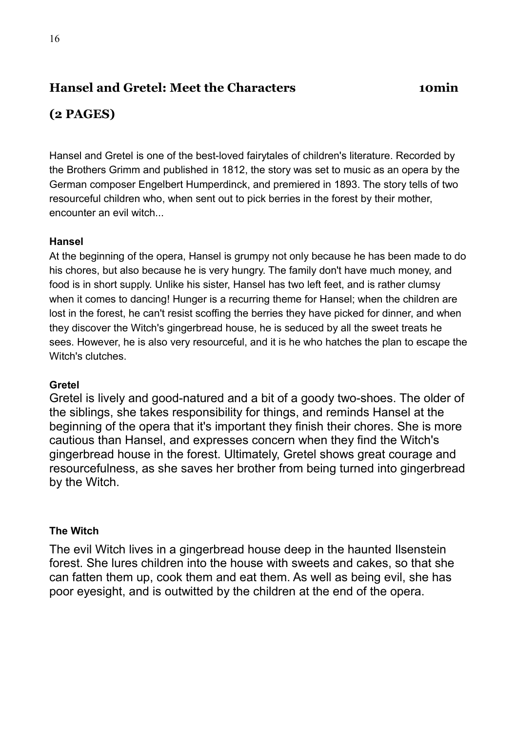## Hansel and Gretel: Meet the Characters 10min

## (2 PAGES)

Hansel and Gretel is one of the best-loved fairytales of children's literature. Recorded by the Brothers Grimm and published in 1812, the story was set to music as an opera by the German composer Engelbert Humperdinck, and premiered in 1893. The story tells of two resourceful children who, when sent out to pick berries in the forest by their mother, encounter an evil witch...

**Hansel**

At the beginning of the opera, Hansel is grumpy not only because he has been made to do his chores, but also because he is very hungry. The family don't have much money, and food is in short supply. Unlike his sister, Hansel has two left feet, and is rather clumsy when it comes to dancing! Hunger is a recurring theme for Hansel; when the children are lost in the forest, he can't resist scoffing the berries they have picked for dinner, and when they discover the Witch's gingerbread house, he is seduced by all the sweet treats he sees. However, he is also very resourceful, and it is he who hatches the plan to escape the Witch's clutches.

**Gretel**

Gretel is lively and good-natured and a bit of a goody two-shoes. The older of the siblings, she takes responsibility for things, and reminds Hansel at the beginning of the opera that it's important they finish their chores. She is more cautious than Hansel, and expresses concern when they find the Witch's gingerbread house in the forest. Ultimately, Gretel shows great courage and resourcefulness, as she saves her brother from being turned into gingerbread by the Witch.

**The Witch**

The evil Witch lives in a gingerbread house deep in the haunted Ilsenstein forest. She lures children into the house with sweets and cakes, so that she can fatten them up, cook them and eat them. As well as being evil, she has poor eyesight, and is outwitted by the children at the end of the opera.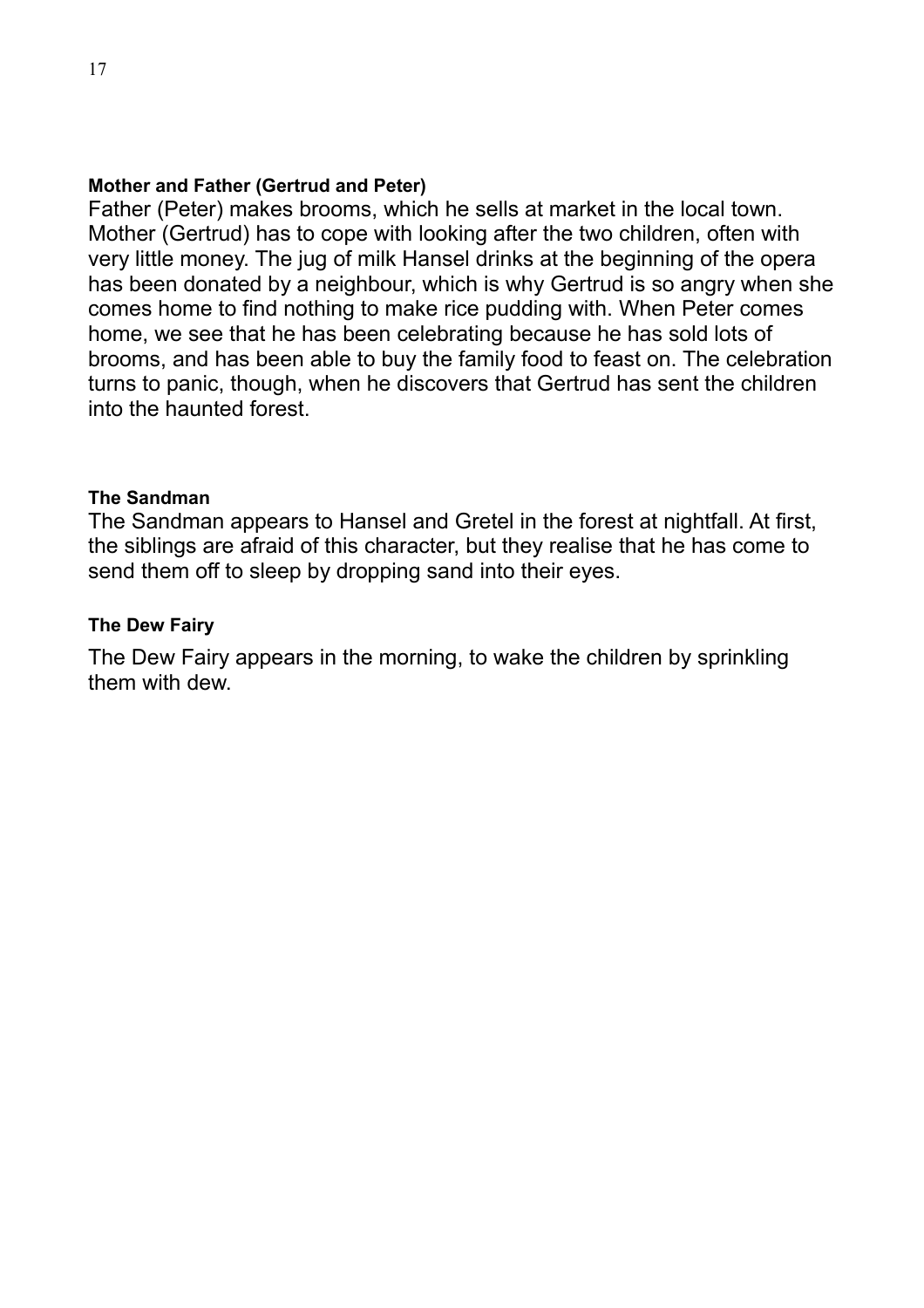### Mother and Father (Gertrud and Peter)

Father (Peter) makes brooms, which he sells at market in the local town. Mother (Gertrud) has to cope with looking after the two children, often with very little money. The jug of milk Hansel drinks at the beginning of the opera has been donated by a neighbour, which is why Gertrud is so angry when she comes home to find nothing to make rice pudding with. When Peter comes home, we see that he has been celebrating because he has sold lots of brooms, and has been able to buy the family food to feast on. The celebration turns to panic, though, when he discovers that Gertrud has sent the children into the haunted forest.

### The Sandman

The Sandman appears to Hansel and Gretel in the forest at nightfall. At first, the siblings are afraid of this character, but they realise that he has come to send them off to sleep by dropping sand into their eyes.

### The Dew Fairy

The Dew Fairy appears in the morning, to wake the children by sprinkling them with dew.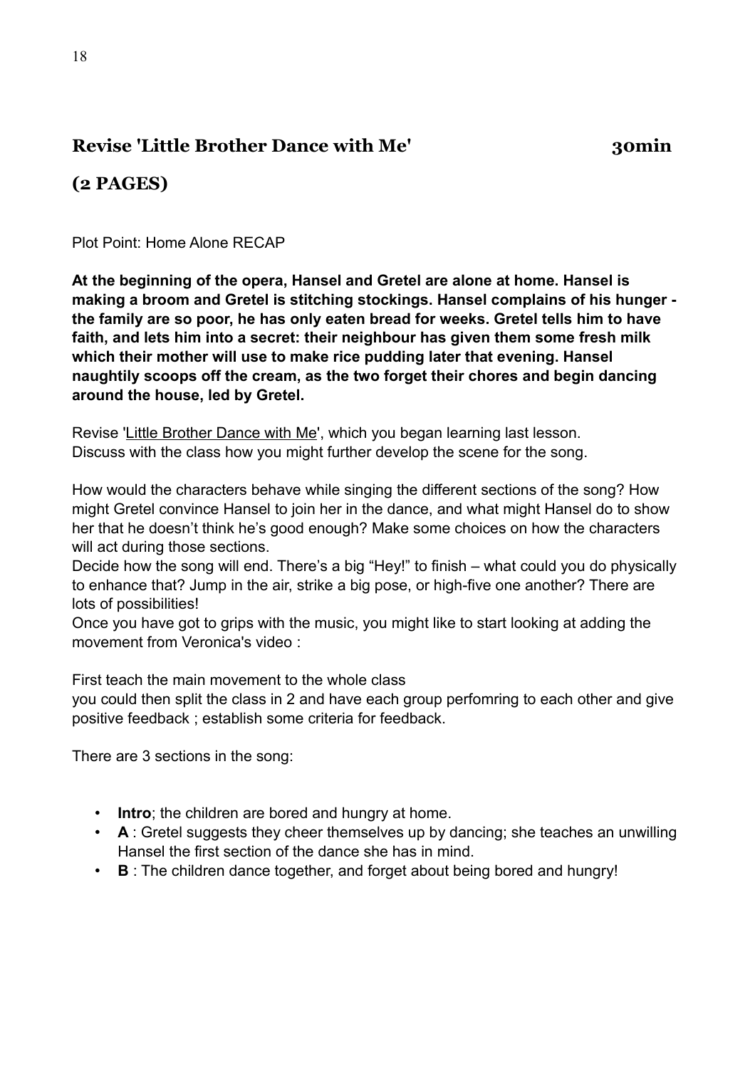## Revise 'Little Brother Dance with Me' 30min

## (2 PAGES)

Plot Point: Home Alone RECAP

**At the beginning of the opera, Hansel and Gretel are alone at home. Hansel is making a broom and Gretel is stitching stockings. Hansel complains of his hunger - the family are so poor, he has only eaten bread for weeks. Gretel tells him to have faith, and lets him into a secret: their neighbour has given them some fresh milk which their mother will use to make rice pudding later that evening. Hansel naughtily scoops off the cream, as the two forget their chores and begin dancing around the house, led by Gretel.**

Revise 'Little Brother Dance with Me', which you began learning last lesson.
Discuss with the class how you might further develop the scene for the song.

How would the characters behave while singing the different sections of the song? How might Gretel convince Hansel to join her in the dance, and what might Hansel do to show her that he doesn't think he's good enough? Make some choices on how the characters will act during those sections.
Decide how the song will end. There's a big "Hey!" to finish – what could you do physically to enhance that? Jump in the air, strike a big pose, or high-five one another? There are lots of possibilities!
Once you have got to grips with the music, you might like to start looking at adding the movement from Veronica's video :

First teach the main movement to the whole class
you could then split the class in 2 and have each group perfomring to each other and give positive feedback ; establish some criteria for feedback.

There are 3 sections in the song:

- **Intro**; the children are bored and hungry at home.
- **A** : Gretel suggests they cheer themselves up by dancing; she teaches an unwilling Hansel the first section of the dance she has in mind.
- **B** : The children dance together, and forget about being bored and hungry!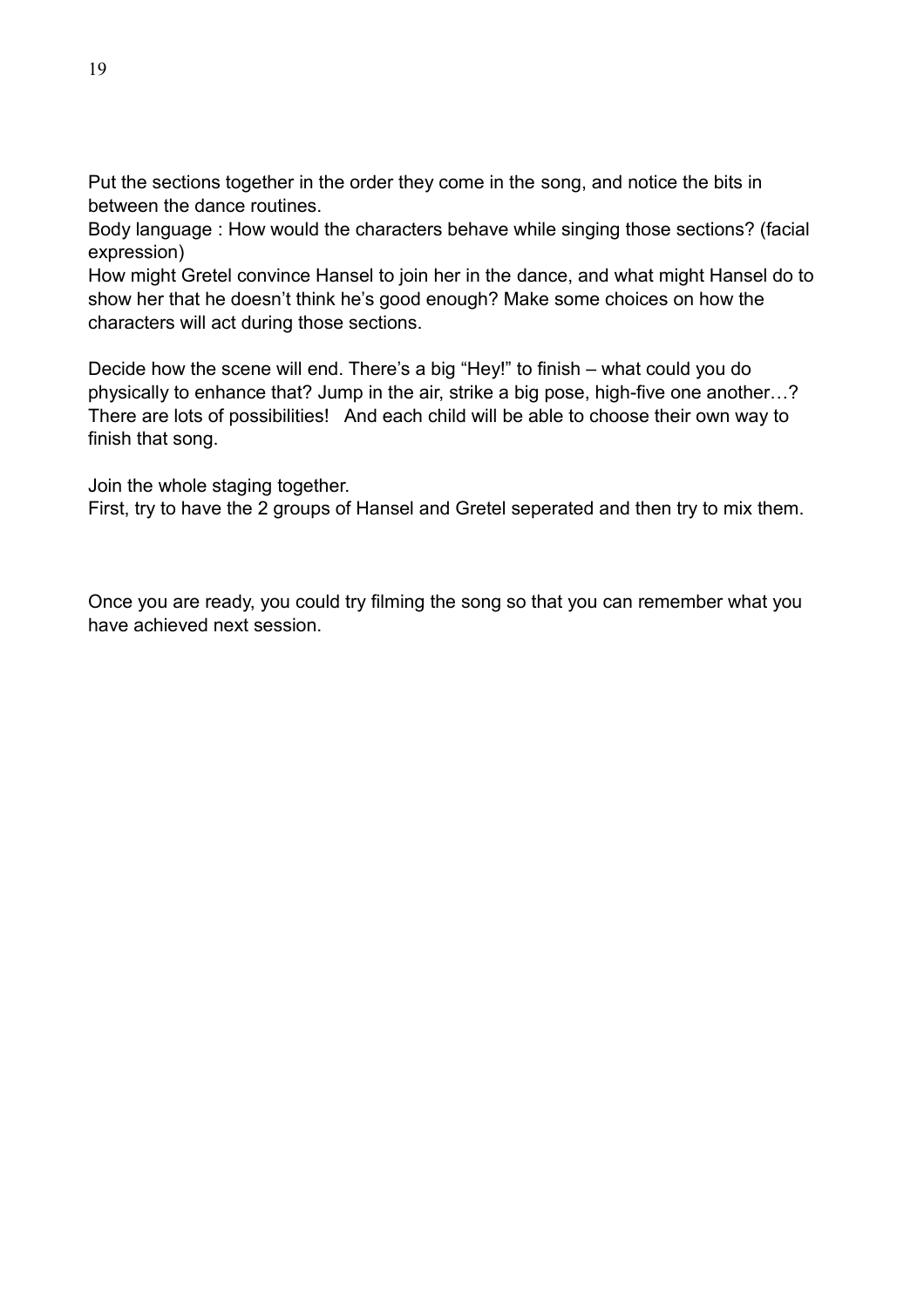Put the sections together in the order they come in the song, and notice the bits in between the dance routines.
Body language : How would the characters behave while singing those sections? (facial expression)
How might Gretel convince Hansel to join her in the dance, and what might Hansel do to show her that he doesn't think he's good enough? Make some choices on how the characters will act during those sections.

Decide how the scene will end. There's a big "Hey!" to finish – what could you do physically to enhance that? Jump in the air, strike a big pose, high-five one another…? There are lots of possibilities! And each child will be able to choose their own way to finish that song.

Join the whole staging together.
First, try to have the 2 groups of Hansel and Gretel seperated and then try to mix them.

Once you are ready, you could try filming the song so that you can remember what you have achieved next session.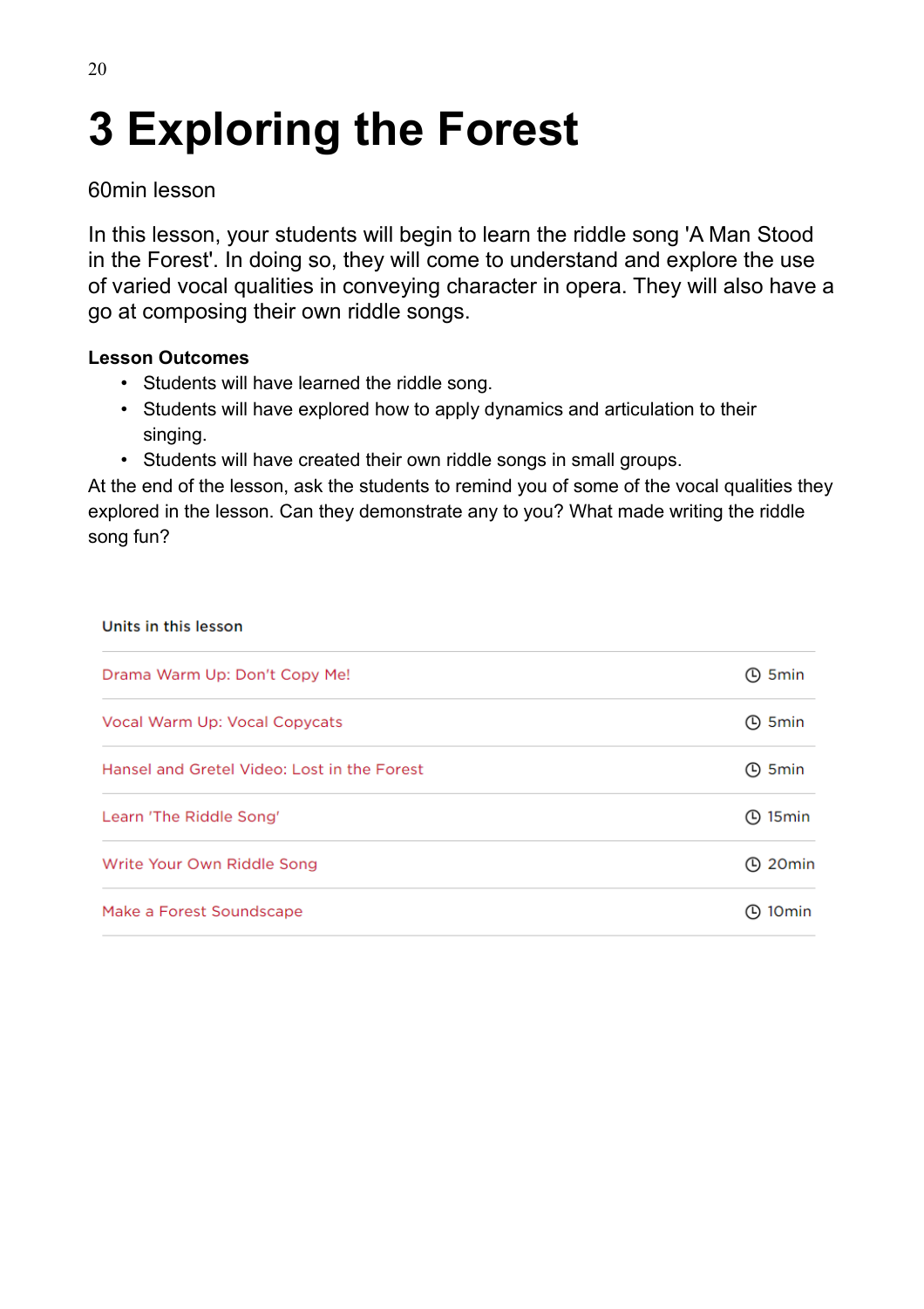# 3 Exploring the Forest

60min lesson

In this lesson, your students will begin to learn the riddle song 'A Man Stood in the Forest'. In doing so, they will come to understand and explore the use of varied vocal qualities in conveying character in opera. They will also have a go at composing their own riddle songs.

**Lesson Outcomes**

- Students will have learned the riddle song.
- Students will have explored how to apply dynamics and articulation to their singing.
- Students will have created their own riddle songs in small groups.

At the end of the lesson, ask the students to remind you of some of the vocal qualities they explored in the lesson. Can they demonstrate any to you? What made writing the riddle song fun?

| Units in this lesson | |
|---|---|
| Drama Warm Up: Don't Copy Me! | 5min |
| Vocal Warm Up: Vocal Copycats | 5min |
| Hansel and Gretel Video: Lost in the Forest | 5min |
| Learn 'The Riddle Song' | 15min |
| Write Your Own Riddle Song | 20min |
| Make a Forest Soundscape | 10min |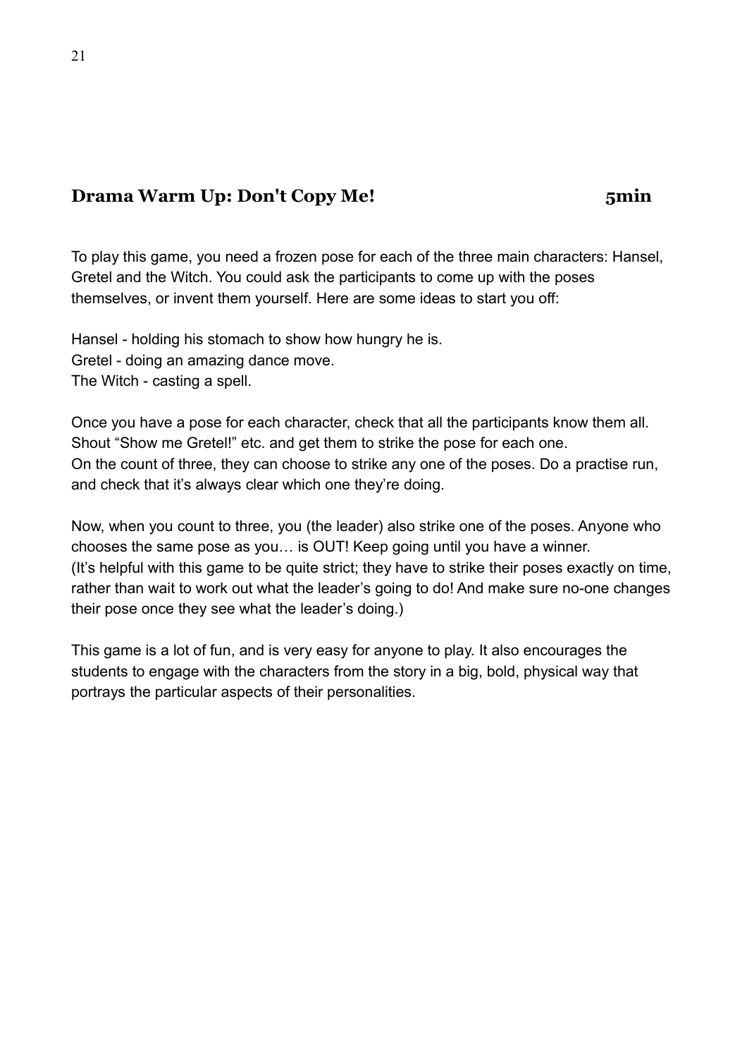## Drama Warm Up: Don't Copy Me! 5min

To play this game, you need a frozen pose for each of the three main characters: Hansel, Gretel and the Witch. You could ask the participants to come up with the poses themselves, or invent them yourself. Here are some ideas to start you off:

Hansel - holding his stomach to show how hungry he is.
Gretel - doing an amazing dance move.
The Witch - casting a spell.

Once you have a pose for each character, check that all the participants know them all. Shout “Show me Gretel!” etc. and get them to strike the pose for each one.
On the count of three, they can choose to strike any one of the poses. Do a practise run, and check that it’s always clear which one they’re doing.

Now, when you count to three, you (the leader) also strike one of the poses. Anyone who chooses the same pose as you… is OUT! Keep going until you have a winner.
(It’s helpful with this game to be quite strict; they have to strike their poses exactly on time, rather than wait to work out what the leader’s going to do! And make sure no-one changes their pose once they see what the leader’s doing.)

This game is a lot of fun, and is very easy for anyone to play. It also encourages the students to engage with the characters from the story in a big, bold, physical way that portrays the particular aspects of their personalities.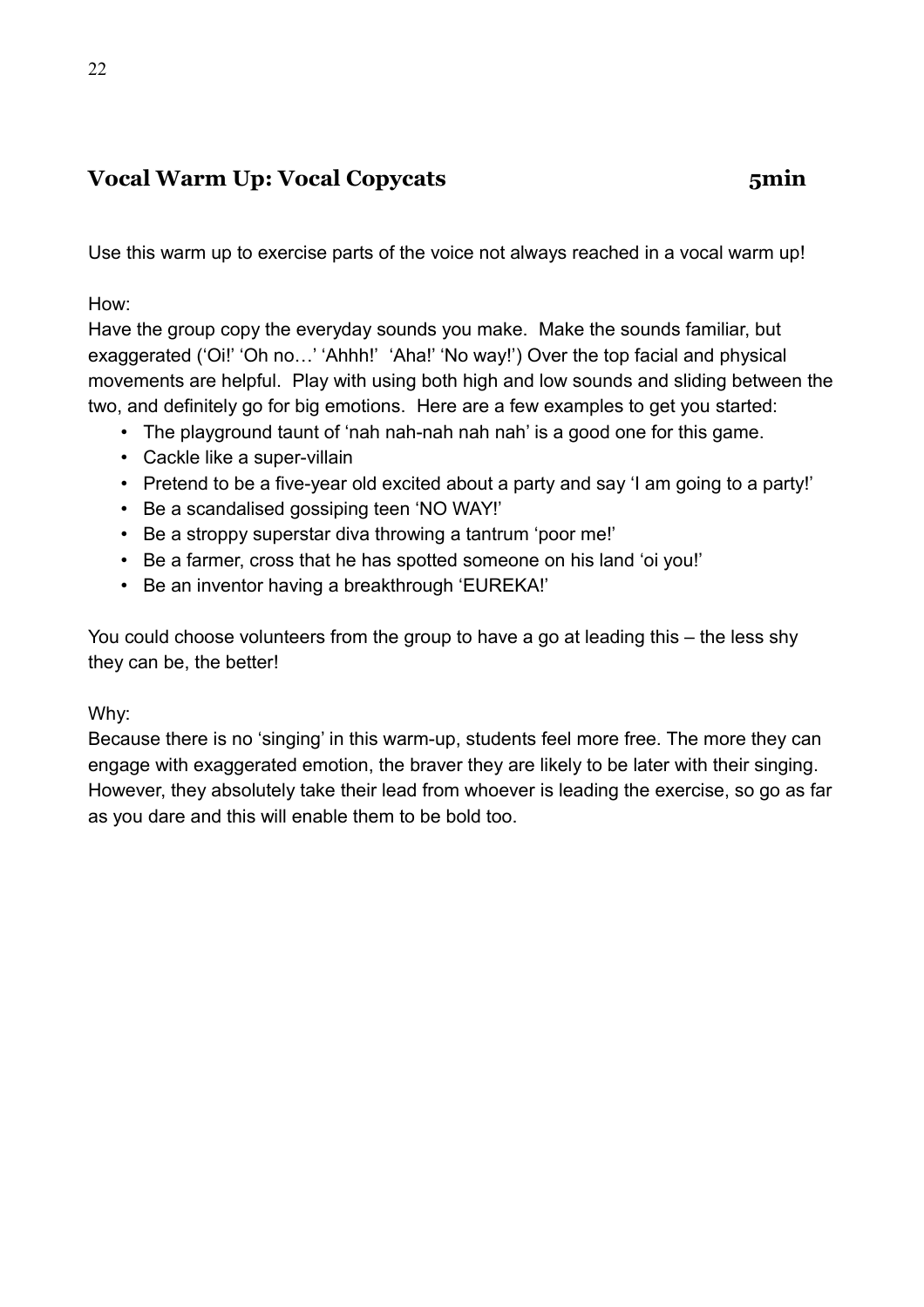## Vocal Warm Up: Vocal Copycats 5min

Use this warm up to exercise parts of the voice not always reached in a vocal warm up!

How:

Have the group copy the everyday sounds you make. Make the sounds familiar, but exaggerated ('Oi!' 'Oh no…' 'Ahhh!' 'Aha!' 'No way!') Over the top facial and physical movements are helpful. Play with using both high and low sounds and sliding between the two, and definitely go for big emotions. Here are a few examples to get you started:

- The playground taunt of 'nah nah-nah nah nah' is a good one for this game.
- Cackle like a super-villain
- Pretend to be a five-year old excited about a party and say 'I am going to a party!'
- Be a scandalised gossiping teen 'NO WAY!'
- Be a stroppy superstar diva throwing a tantrum 'poor me!'
- Be a farmer, cross that he has spotted someone on his land 'oi you!'
- Be an inventor having a breakthrough 'EUREKA!'

You could choose volunteers from the group to have a go at leading this – the less shy they can be, the better!

Why:

Because there is no 'singing' in this warm-up, students feel more free. The more they can engage with exaggerated emotion, the braver they are likely to be later with their singing. However, they absolutely take their lead from whoever is leading the exercise, so go as far as you dare and this will enable them to be bold too.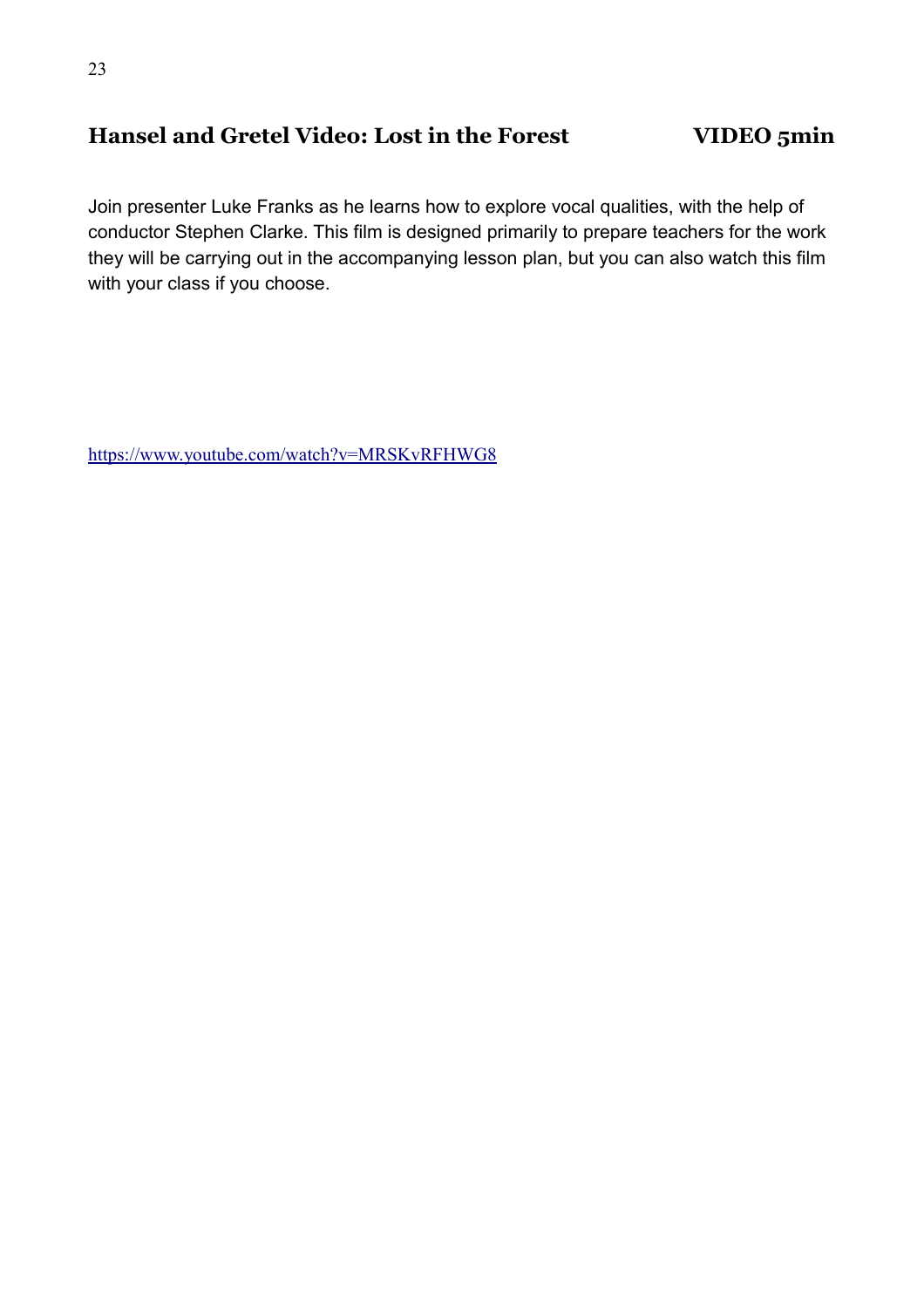## Hansel and Gretel Video: Lost in the Forest — VIDEO 5min

Join presenter Luke Franks as he learns how to explore vocal qualities, with the help of conductor Stephen Clarke. This film is designed primarily to prepare teachers for the work they will be carrying out in the accompanying lesson plan, but you can also watch this film with your class if you choose.

https://www.youtube.com/watch?v=MRSKvRFHWG8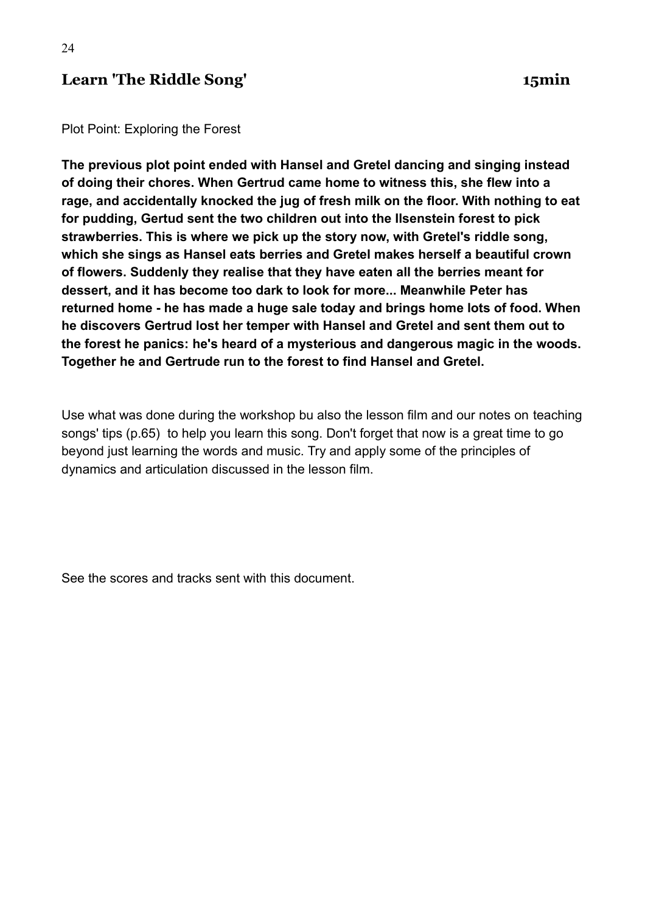## Learn 'The Riddle Song' 15min

Plot Point: Exploring the Forest

**The previous plot point ended with Hansel and Gretel dancing and singing instead of doing their chores. When Gertrud came home to witness this, she flew into a rage, and accidentally knocked the jug of fresh milk on the floor. With nothing to eat for pudding, Gertud sent the two children out into the Ilsenstein forest to pick strawberries. This is where we pick up the story now, with Gretel's riddle song, which she sings as Hansel eats berries and Gretel makes herself a beautiful crown of flowers. Suddenly they realise that they have eaten all the berries meant for dessert, and it has become too dark to look for more... Meanwhile Peter has returned home - he has made a huge sale today and brings home lots of food. When he discovers Gertrud lost her temper with Hansel and Gretel and sent them out to the forest he panics: he's heard of a mysterious and dangerous magic in the woods. Together he and Gertrude run to the forest to find Hansel and Gretel.**

Use what was done during the workshop bu also the lesson film and our notes on teaching songs' tips (p.65) to help you learn this song. Don't forget that now is a great time to go beyond just learning the words and music. Try and apply some of the principles of dynamics and articulation discussed in the lesson film.

See the scores and tracks sent with this document.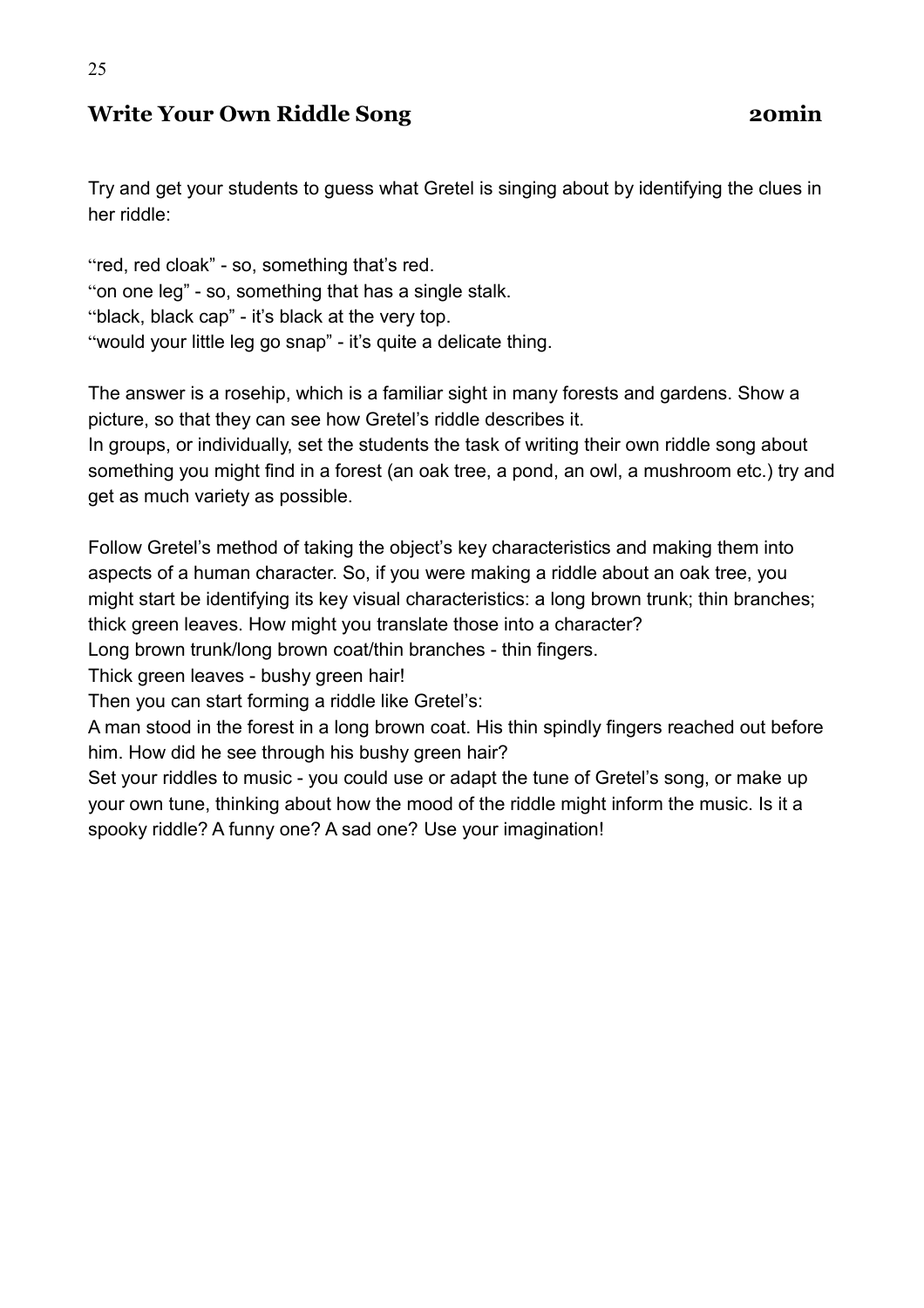## Write Your Own Riddle Song 20min

Try and get your students to guess what Gretel is singing about by identifying the clues in her riddle:

"red, red cloak" - so, something that's red.
"on one leg" - so, something that has a single stalk.
"black, black cap" - it's black at the very top.
"would your little leg go snap" - it's quite a delicate thing.

The answer is a rosehip, which is a familiar sight in many forests and gardens. Show a picture, so that they can see how Gretel's riddle describes it.
In groups, or individually, set the students the task of writing their own riddle song about something you might find in a forest (an oak tree, a pond, an owl, a mushroom etc.) try and get as much variety as possible.

Follow Gretel's method of taking the object's key characteristics and making them into aspects of a human character. So, if you were making a riddle about an oak tree, you might start be identifying its key visual characteristics: a long brown trunk; thin branches; thick green leaves. How might you translate those into a character?
Long brown trunk/long brown coat/thin branches - thin fingers.
Thick green leaves - bushy green hair!
Then you can start forming a riddle like Gretel's:
A man stood in the forest in a long brown coat. His thin spindly fingers reached out before him. How did he see through his bushy green hair?
Set your riddles to music - you could use or adapt the tune of Gretel's song, or make up your own tune, thinking about how the mood of the riddle might inform the music. Is it a spooky riddle? A funny one? A sad one? Use your imagination!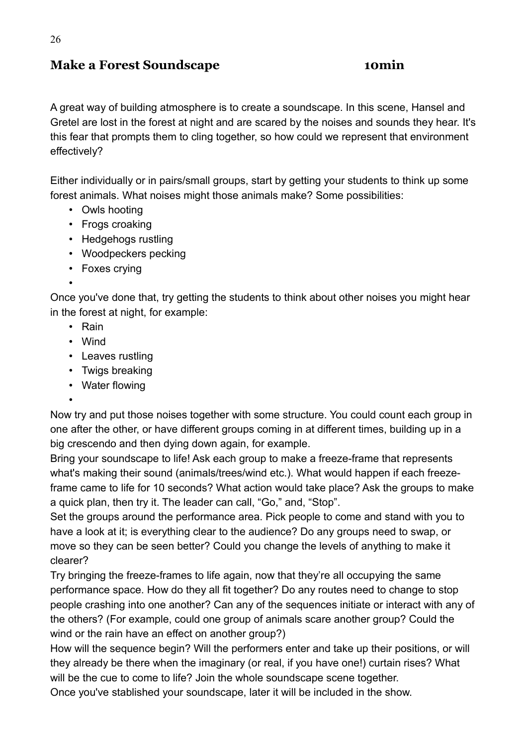## Make a Forest Soundscape 10min

A great way of building atmosphere is to create a soundscape. In this scene, Hansel and Gretel are lost in the forest at night and are scared by the noises and sounds they hear. It's this fear that prompts them to cling together, so how could we represent that environment effectively?

Either individually or in pairs/small groups, start by getting your students to think up some forest animals. What noises might those animals make? Some possibilities:

- Owls hooting
- Frogs croaking
- Hedgehogs rustling
- Woodpeckers pecking
- Foxes crying
- 

Once you've done that, try getting the students to think about other noises you might hear in the forest at night, for example:

- Rain
- Wind
- Leaves rustling
- Twigs breaking
- Water flowing
- 

Now try and put those noises together with some structure. You could count each group in one after the other, or have different groups coming in at different times, building up in a big crescendo and then dying down again, for example.

Bring your soundscape to life! Ask each group to make a freeze-frame that represents what's making their sound (animals/trees/wind etc.). What would happen if each freeze-frame came to life for 10 seconds? What action would take place? Ask the groups to make a quick plan, then try it. The leader can call, “Go,” and, “Stop”.

Set the groups around the performance area. Pick people to come and stand with you to have a look at it; is everything clear to the audience? Do any groups need to swap, or move so they can be seen better? Could you change the levels of anything to make it clearer?

Try bringing the freeze-frames to life again, now that they’re all occupying the same performance space. How do they all fit together? Do any routes need to change to stop people crashing into one another? Can any of the sequences initiate or interact with any of the others? (For example, could one group of animals scare another group? Could the wind or the rain have an effect on another group?)

How will the sequence begin? Will the performers enter and take up their positions, or will they already be there when the imaginary (or real, if you have one!) curtain rises? What will be the cue to come to life? Join the whole soundscape scene together.

Once you've stablished your soundscape, later it will be included in the show.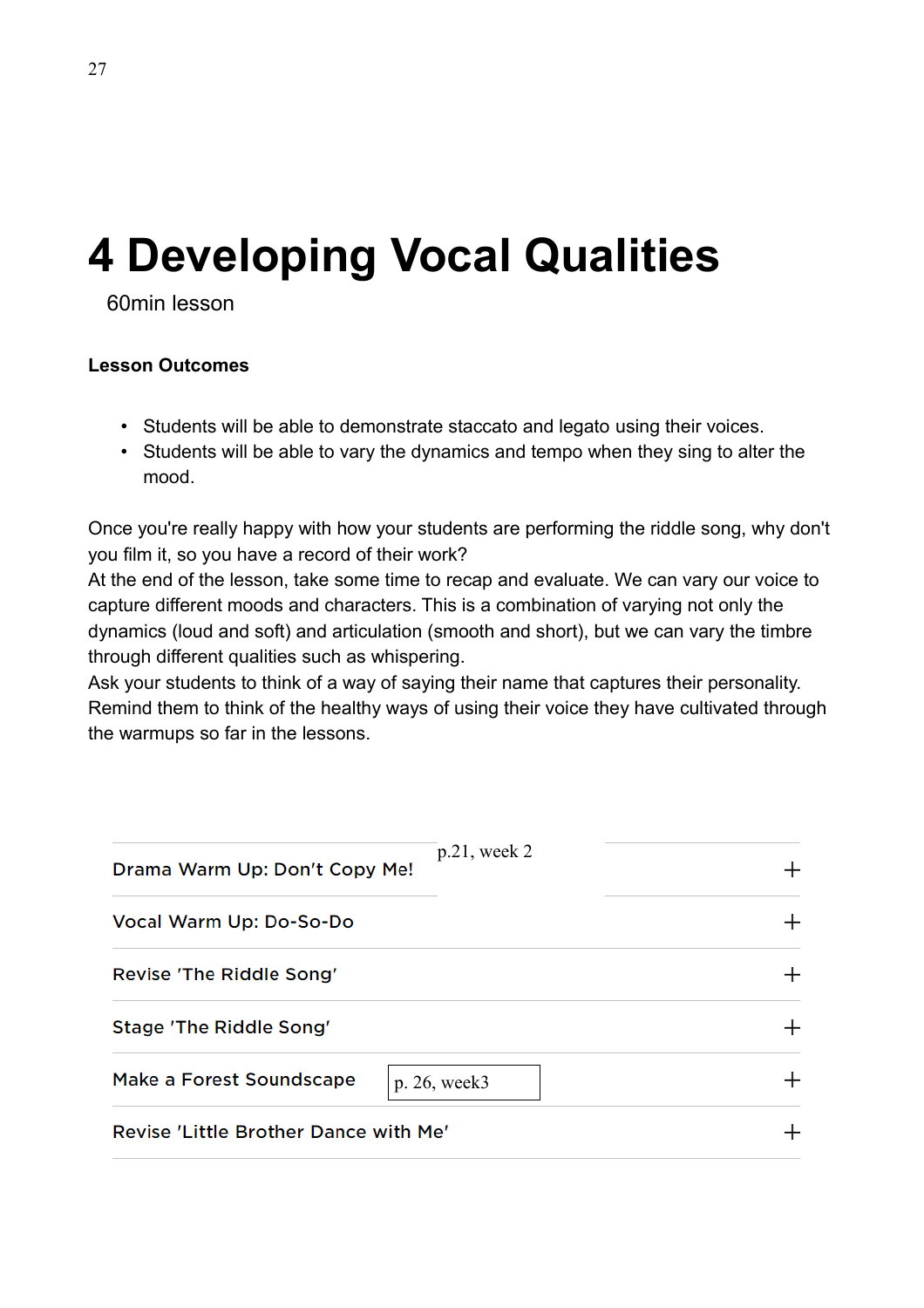# 4 Developing Vocal Qualities

60min lesson

**Lesson Outcomes**

- Students will be able to demonstrate staccato and legato using their voices.
- Students will be able to vary the dynamics and tempo when they sing to alter the mood.

Once you're really happy with how your students are performing the riddle song, why don't you film it, so you have a record of their work?
At the end of the lesson, take some time to recap and evaluate. We can vary our voice to capture different moods and characters. This is a combination of varying not only the dynamics (loud and soft) and articulation (smooth and short), but we can vary the timbre through different qualities such as whispering.
Ask your students to think of a way of saying their name that captures their personality. Remind them to think of the healthy ways of using their voice they have cultivated through the warmups so far in the lessons.

Drama Warm Up: Don't Copy Me! p.21, week 2 +

Vocal Warm Up: Do-So-Do +

Revise 'The Riddle Song' +

Stage 'The Riddle Song' +

Make a Forest Soundscape p. 26, week3 +

Revise 'Little Brother Dance with Me' +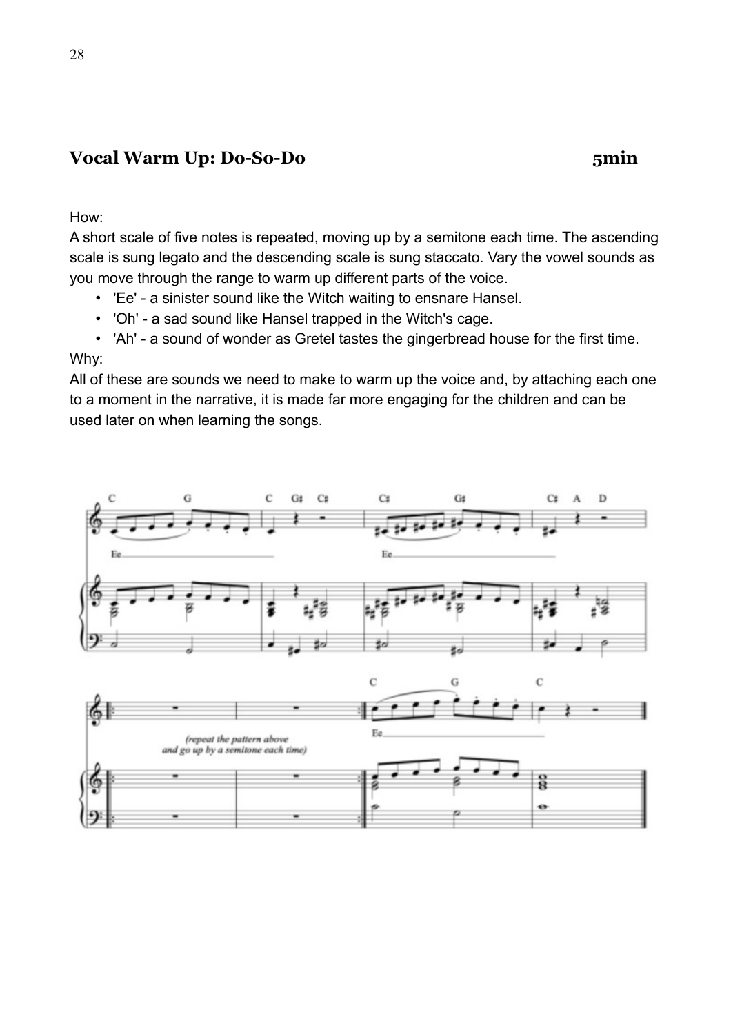## Vocal Warm Up: Do-So-Do 5min

How:
A short scale of five notes is repeated, moving up by a semitone each time. The ascending scale is sung legato and the descending scale is sung staccato. Vary the vowel sounds as you move through the range to warm up different parts of the voice.

- 'Ee' - a sinister sound like the Witch waiting to ensnare Hansel.
- 'Oh' - a sad sound like Hansel trapped in the Witch's cage.
- 'Ah' - a sound of wonder as Gretel tastes the gingerbread house for the first time.

Why:
All of these are sounds we need to make to warm up the voice and, by attaching each one to a moment in the narrative, it is made far more engaging for the children and can be used later on when learning the songs.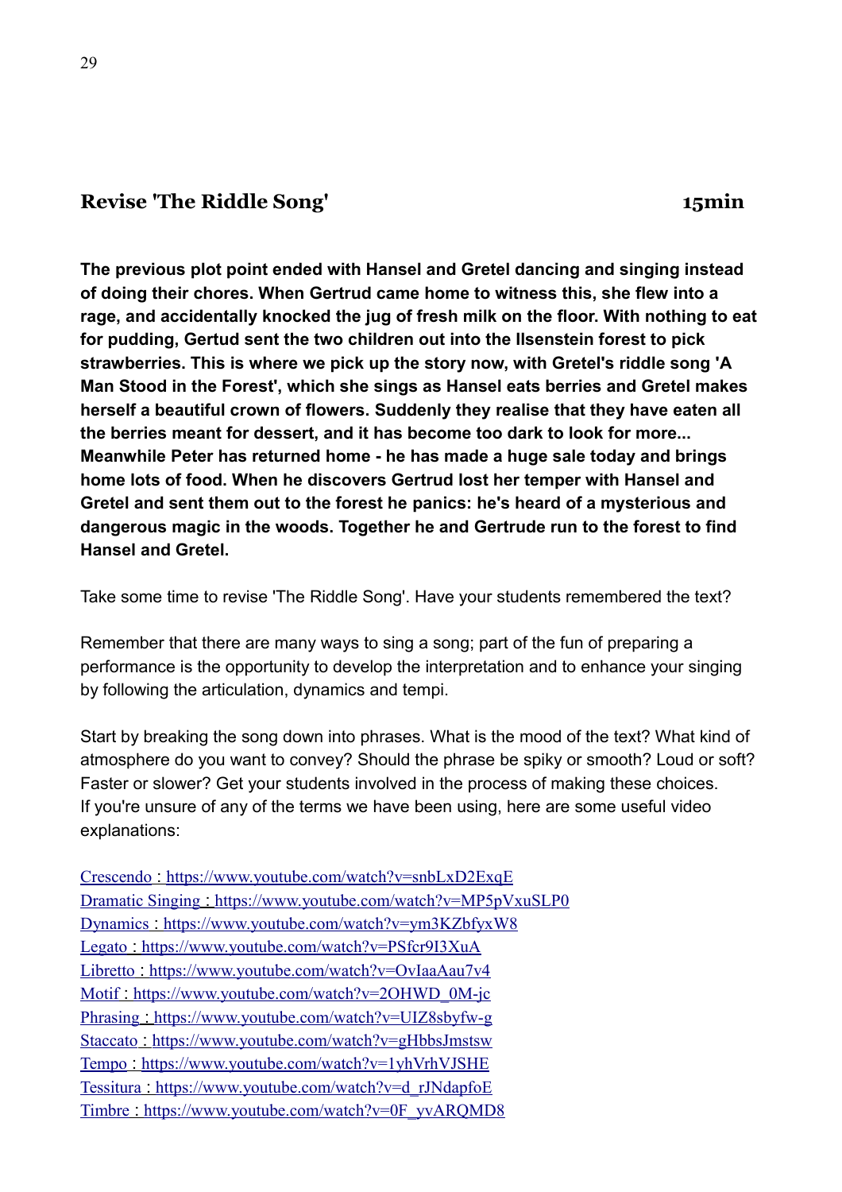## Revise 'The Riddle Song' 15min

**The previous plot point ended with Hansel and Gretel dancing and singing instead of doing their chores. When Gertrud came home to witness this, she flew into a rage, and accidentally knocked the jug of fresh milk on the floor. With nothing to eat for pudding, Gertud sent the two children out into the Ilsenstein forest to pick strawberries. This is where we pick up the story now, with Gretel's riddle song 'A Man Stood in the Forest', which she sings as Hansel eats berries and Gretel makes herself a beautiful crown of flowers. Suddenly they realise that they have eaten all the berries meant for dessert, and it has become too dark to look for more... Meanwhile Peter has returned home - he has made a huge sale today and brings home lots of food. When he discovers Gertrud lost her temper with Hansel and Gretel and sent them out to the forest he panics: he's heard of a mysterious and dangerous magic in the woods. Together he and Gertrude run to the forest to find Hansel and Gretel.**

Take some time to revise 'The Riddle Song'. Have your students remembered the text?

Remember that there are many ways to sing a song; part of the fun of preparing a performance is the opportunity to develop the interpretation and to enhance your singing by following the articulation, dynamics and tempi.

Start by breaking the song down into phrases. What is the mood of the text? What kind of atmosphere do you want to convey? Should the phrase be spiky or smooth? Loud or soft? Faster or slower? Get your students involved in the process of making these choices. If you're unsure of any of the terms we have been using, here are some useful video explanations:

Crescendo : https://www.youtube.com/watch?v=snbLxD2ExqE
Dramatic Singing : https://www.youtube.com/watch?v=MP5pVxuSLP0
Dynamics : https://www.youtube.com/watch?v=ym3KZbfyxW8
Legato : https://www.youtube.com/watch?v=PSfcr9I3XuA
Libretto : https://www.youtube.com/watch?v=OvIaaAau7v4
Motif : https://www.youtube.com/watch?v=2OHWD_0M-jc
Phrasing : https://www.youtube.com/watch?v=UIZ8sbyfw-g
Staccato : https://www.youtube.com/watch?v=gHbbsJmstsw
Tempo : https://www.youtube.com/watch?v=1yhVrhVJSHE
Tessitura : https://www.youtube.com/watch?v=d_rJNdapfoE
Timbre : https://www.youtube.com/watch?v=0F_yvARQMD8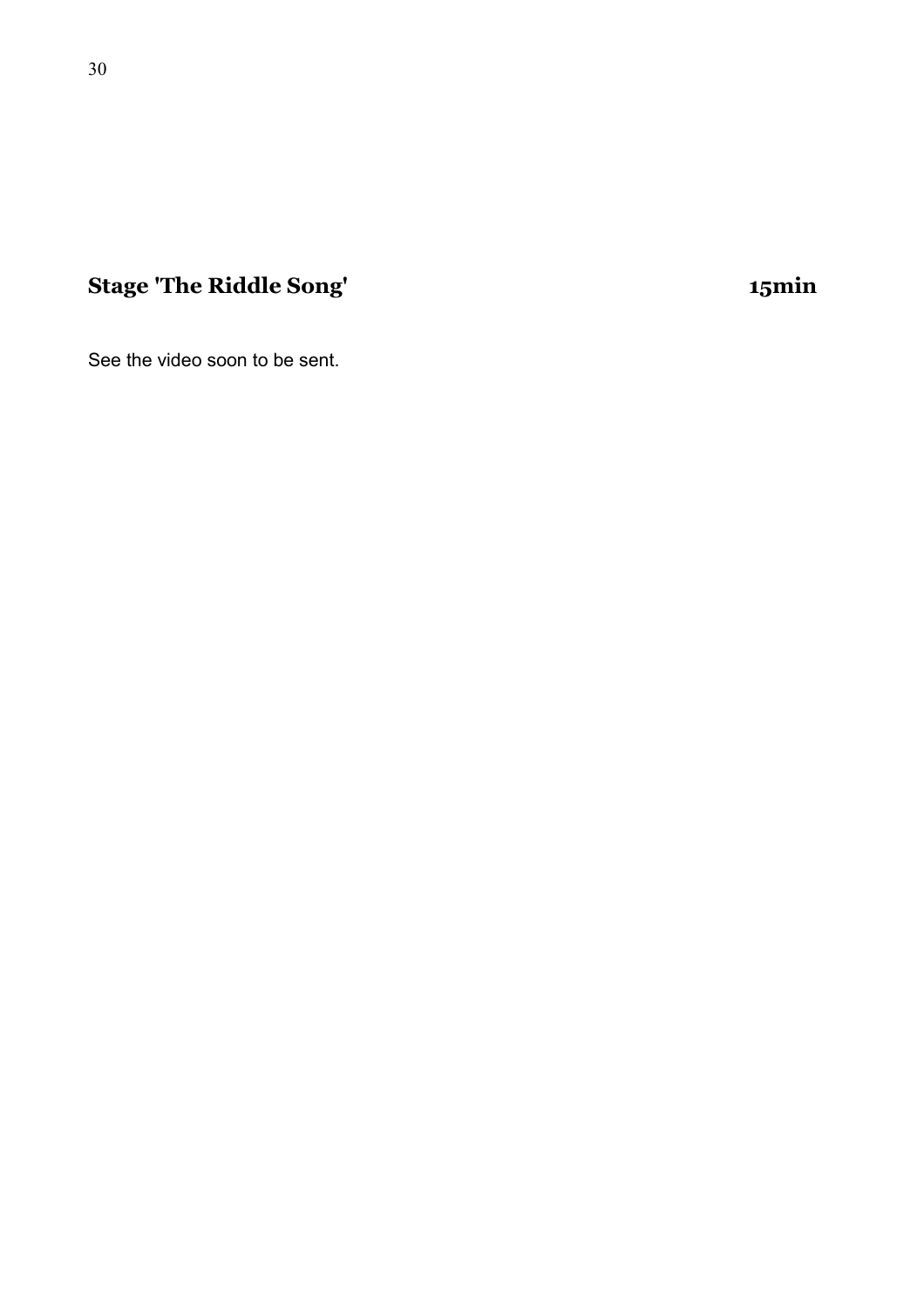## Stage 'The Riddle Song' 15min

See the video soon to be sent.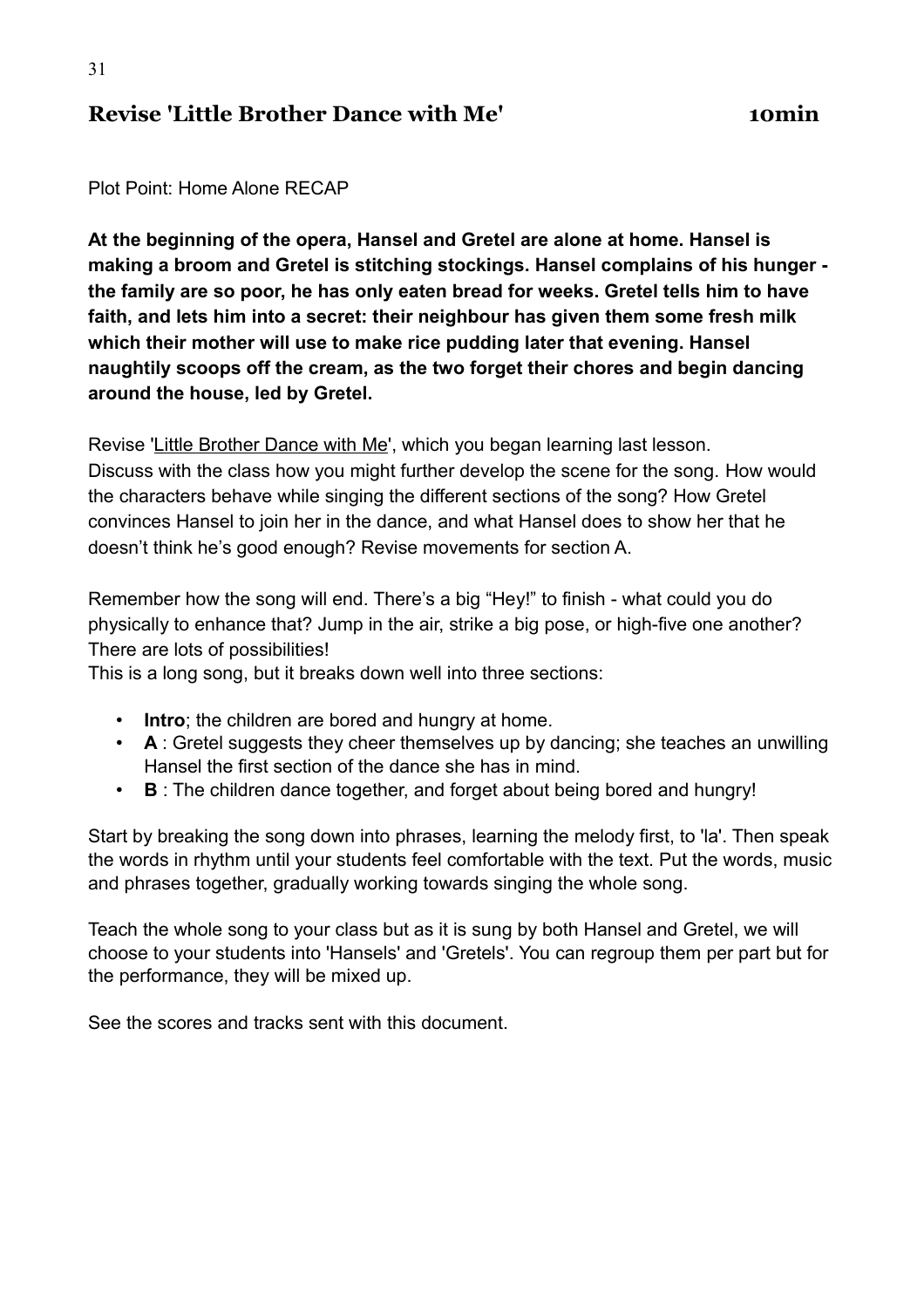## Revise 'Little Brother Dance with Me' 10min

Plot Point: Home Alone RECAP

**At the beginning of the opera, Hansel and Gretel are alone at home. Hansel is making a broom and Gretel is stitching stockings. Hansel complains of his hunger - the family are so poor, he has only eaten bread for weeks. Gretel tells him to have faith, and lets him into a secret: their neighbour has given them some fresh milk which their mother will use to make rice pudding later that evening. Hansel naughtily scoops off the cream, as the two forget their chores and begin dancing around the house, led by Gretel.**

Revise 'Little Brother Dance with Me', which you began learning last lesson.
Discuss with the class how you might further develop the scene for the song. How would the characters behave while singing the different sections of the song? How Gretel convinces Hansel to join her in the dance, and what Hansel does to show her that he doesn't think he's good enough? Revise movements for section A.

Remember how the song will end. There's a big "Hey!" to finish - what could you do physically to enhance that? Jump in the air, strike a big pose, or high-five one another? There are lots of possibilities!
This is a long song, but it breaks down well into three sections:

- **Intro**; the children are bored and hungry at home.
- **A** : Gretel suggests they cheer themselves up by dancing; she teaches an unwilling Hansel the first section of the dance she has in mind.
- **B** : The children dance together, and forget about being bored and hungry!

Start by breaking the song down into phrases, learning the melody first, to 'la'. Then speak the words in rhythm until your students feel comfortable with the text. Put the words, music and phrases together, gradually working towards singing the whole song.

Teach the whole song to your class but as it is sung by both Hansel and Gretel, we will choose to your students into 'Hansels' and 'Gretels'. You can regroup them per part but for the performance, they will be mixed up.

See the scores and tracks sent with this document.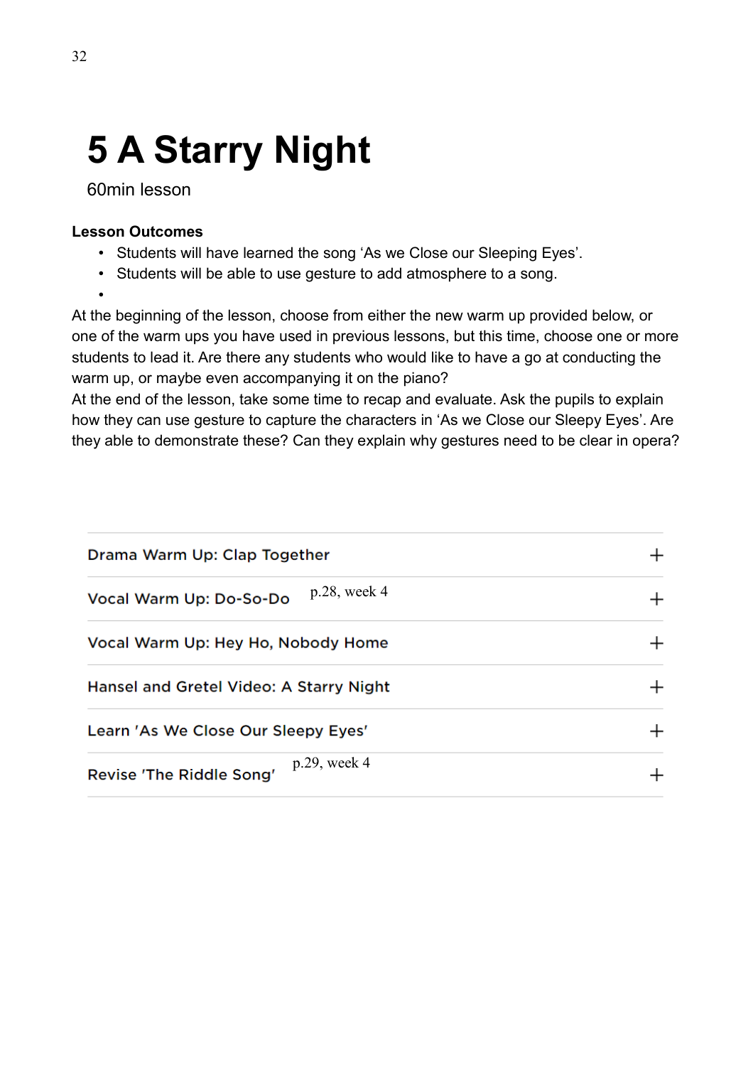# 5 A Starry Night

60min lesson

**Lesson Outcomes**

- Students will have learned the song 'As we Close our Sleeping Eyes'.
- Students will be able to use gesture to add atmosphere to a song.
- 

At the beginning of the lesson, choose from either the new warm up provided below, or one of the warm ups you have used in previous lessons, but this time, choose one or more students to lead it. Are there any students who would like to have a go at conducting the warm up, or maybe even accompanying it on the piano?

At the end of the lesson, take some time to recap and evaluate. Ask the pupils to explain how they can use gesture to capture the characters in 'As we Close our Sleepy Eyes'. Are they able to demonstrate these? Can they explain why gestures need to be clear in opera?

Drama Warm Up: Clap Together +

Vocal Warm Up: Do-So-Do p.28, week 4 +

Vocal Warm Up: Hey Ho, Nobody Home +

Hansel and Gretel Video: A Starry Night +

Learn 'As We Close Our Sleepy Eyes' +

Revise 'The Riddle Song' p.29, week 4 +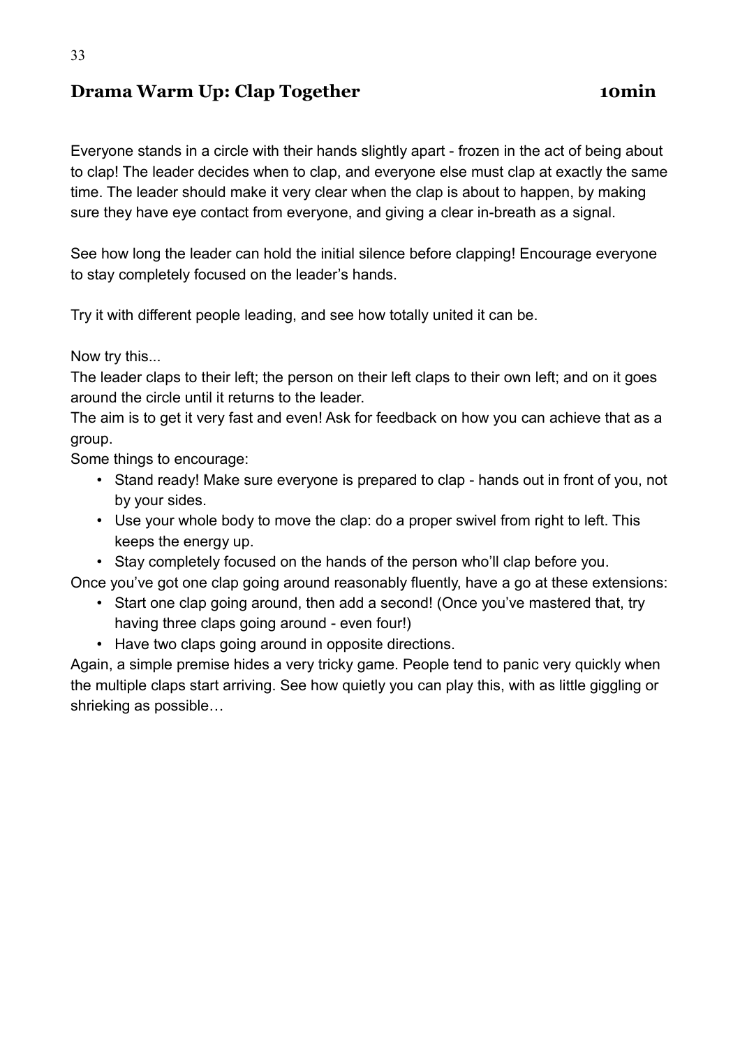## Drama Warm Up: Clap Together 10min

Everyone stands in a circle with their hands slightly apart - frozen in the act of being about to clap! The leader decides when to clap, and everyone else must clap at exactly the same time. The leader should make it very clear when the clap is about to happen, by making sure they have eye contact from everyone, and giving a clear in-breath as a signal.

See how long the leader can hold the initial silence before clapping! Encourage everyone to stay completely focused on the leader's hands.

Try it with different people leading, and see how totally united it can be.

Now try this...

The leader claps to their left; the person on their left claps to their own left; and on it goes around the circle until it returns to the leader.

The aim is to get it very fast and even! Ask for feedback on how you can achieve that as a group.

Some things to encourage:

- Stand ready! Make sure everyone is prepared to clap - hands out in front of you, not by your sides.
- Use your whole body to move the clap: do a proper swivel from right to left. This keeps the energy up.
- Stay completely focused on the hands of the person who'll clap before you.

Once you've got one clap going around reasonably fluently, have a go at these extensions:

- Start one clap going around, then add a second! (Once you've mastered that, try having three claps going around - even four!)
- Have two claps going around in opposite directions.

Again, a simple premise hides a very tricky game. People tend to panic very quickly when the multiple claps start arriving. See how quietly you can play this, with as little giggling or shrieking as possible…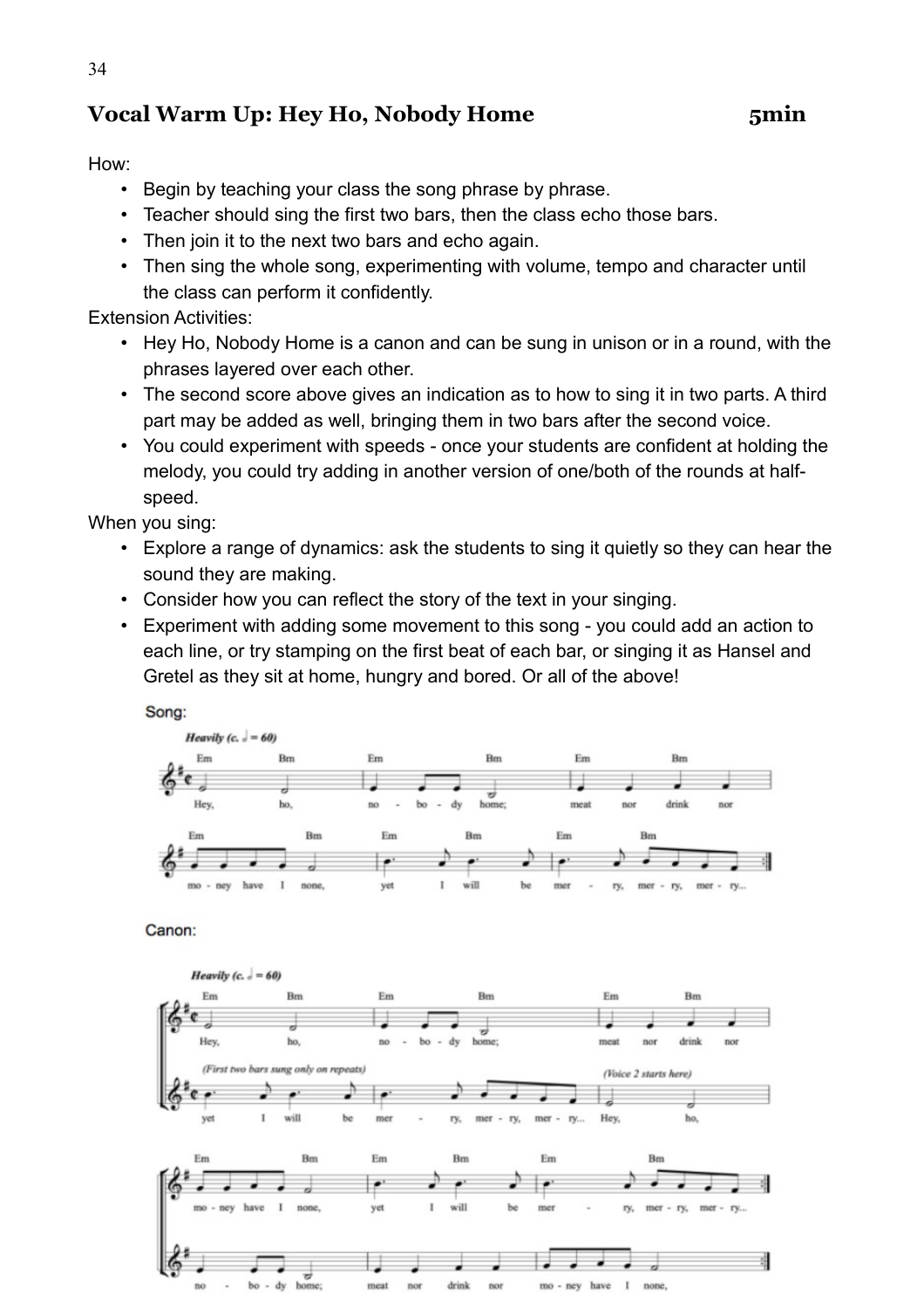## Vocal Warm Up: Hey Ho, Nobody Home 5min

How:

- Begin by teaching your class the song phrase by phrase.
- Teacher should sing the first two bars, then the class echo those bars.
- Then join it to the next two bars and echo again.
- Then sing the whole song, experimenting with volume, tempo and character until the class can perform it confidently.

Extension Activities:

- Hey Ho, Nobody Home is a canon and can be sung in unison or in a round, with the phrases layered over each other.
- The second score above gives an indication as to how to sing it in two parts. A third part may be added as well, bringing them in two bars after the second voice.
- You could experiment with speeds - once your students are confident at holding the melody, you could try adding in another version of one/both of the rounds at half-speed.

When you sing:

- Explore a range of dynamics: ask the students to sing it quietly so they can hear the sound they are making.
- Consider how you can reflect the story of the text in your singing.
- Experiment with adding some movement to this song - you could add an action to each line, or try stamping on the first beat of each bar, or singing it as Hansel and Gretel as they sit at home, hungry and bored. Or all of the above!

Song:

Canon: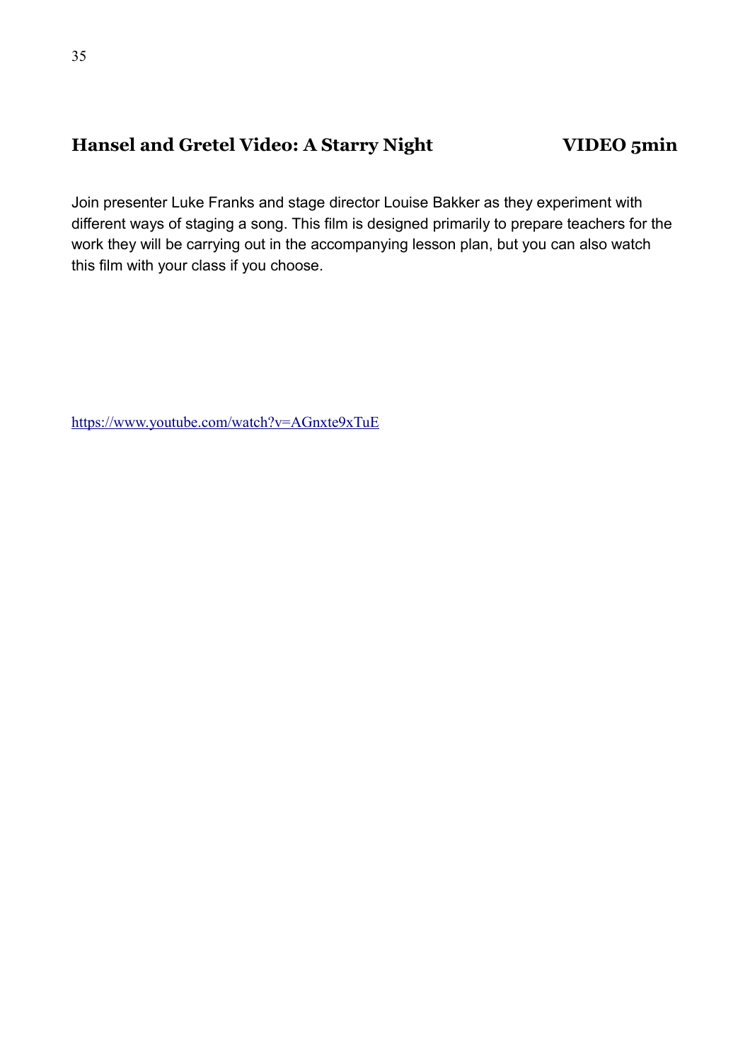## Hansel and Gretel Video: A Starry Night — VIDEO 5min

Join presenter Luke Franks and stage director Louise Bakker as they experiment with different ways of staging a song. This film is designed primarily to prepare teachers for the work they will be carrying out in the accompanying lesson plan, but you can also watch this film with your class if you choose.

https://www.youtube.com/watch?v=AGnxte9xTuE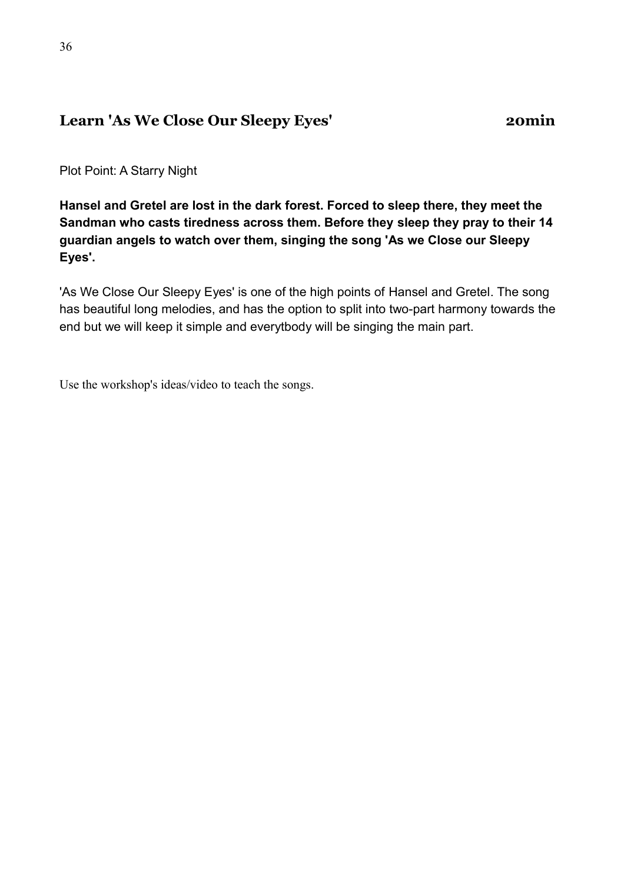## Learn 'As We Close Our Sleepy Eyes' 20min

Plot Point: A Starry Night

**Hansel and Gretel are lost in the dark forest. Forced to sleep there, they meet the Sandman who casts tiredness across them. Before they sleep they pray to their 14 guardian angels to watch over them, singing the song 'As we Close our Sleepy Eyes'.**

'As We Close Our Sleepy Eyes' is one of the high points of Hansel and Gretel. The song has beautiful long melodies, and has the option to split into two-part harmony towards the end but we will keep it simple and everytbody will be singing the main part.

Use the workshop's ideas/video to teach the songs.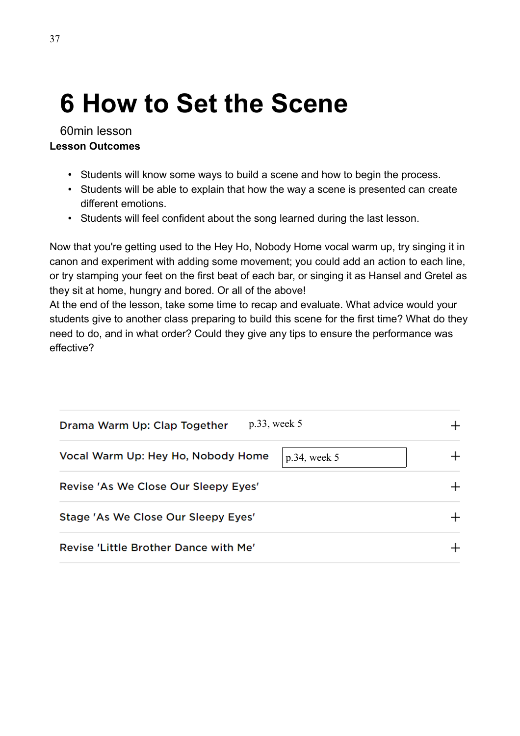# 6 How to Set the Scene

60min lesson

**Lesson Outcomes**

- Students will know some ways to build a scene and how to begin the process.
- Students will be able to explain that how the way a scene is presented can create different emotions.
- Students will feel confident about the song learned during the last lesson.

Now that you're getting used to the Hey Ho, Nobody Home vocal warm up, try singing it in canon and experiment with adding some movement; you could add an action to each line, or try stamping your feet on the first beat of each bar, or singing it as Hansel and Gretel as they sit at home, hungry and bored. Or all of the above!
At the end of the lesson, take some time to recap and evaluate. What advice would your students give to another class preparing to build this scene for the first time? What do they need to do, and in what order? Could they give any tips to ensure the performance was effective?

- Drama Warm Up: Clap Together — p.33, week 5
- Vocal Warm Up: Hey Ho, Nobody Home — p.34, week 5
- Revise 'As We Close Our Sleepy Eyes'
- Stage 'As We Close Our Sleepy Eyes'
- Revise 'Little Brother Dance with Me'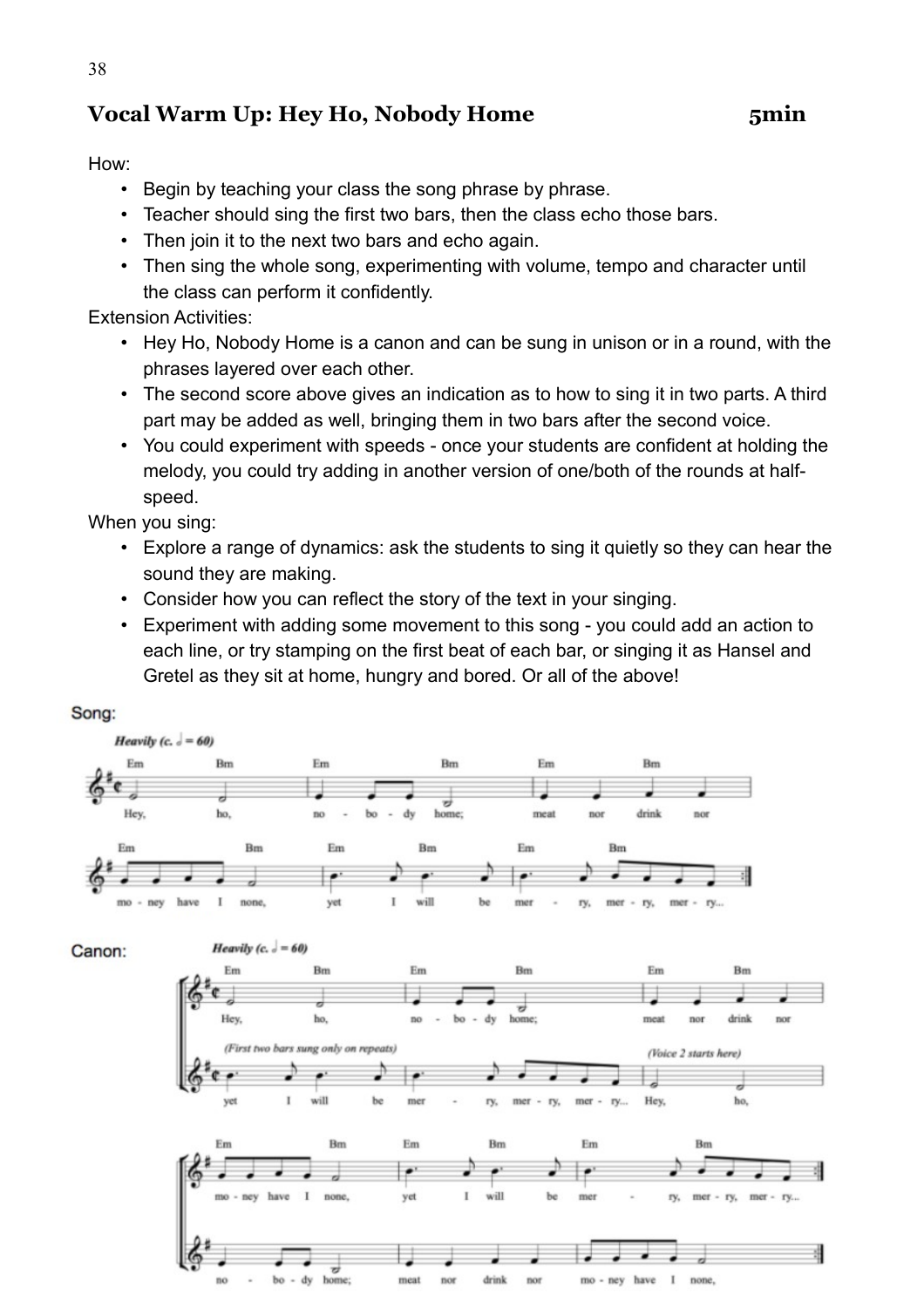## Vocal Warm Up: Hey Ho, Nobody Home 5min

How:

- Begin by teaching your class the song phrase by phrase.
- Teacher should sing the first two bars, then the class echo those bars.
- Then join it to the next two bars and echo again.
- Then sing the whole song, experimenting with volume, tempo and character until the class can perform it confidently.

Extension Activities:

- Hey Ho, Nobody Home is a canon and can be sung in unison or in a round, with the phrases layered over each other.
- The second score above gives an indication as to how to sing it in two parts. A third part may be added as well, bringing them in two bars after the second voice.
- You could experiment with speeds - once your students are confident at holding the melody, you could try adding in another version of one/both of the rounds at half-speed.

When you sing:

- Explore a range of dynamics: ask the students to sing it quietly so they can hear the sound they are making.
- Consider how you can reflect the story of the text in your singing.
- Experiment with adding some movement to this song - you could add an action to each line, or try stamping on the first beat of each bar, or singing it as Hansel and Gretel as they sit at home, hungry and bored. Or all of the above!

Song:

*Heavily (c. ♩ = 60)*

Hey, ho, no - bo - dy home; meat nor drink nor mo - ney have I none, yet I will be mer - ry, mer - ry, mer - ry...

Canon:

*Heavily (c. ♩ = 60)*

*(First two bars sung only on repeats)*

*(Voice 2 starts here)*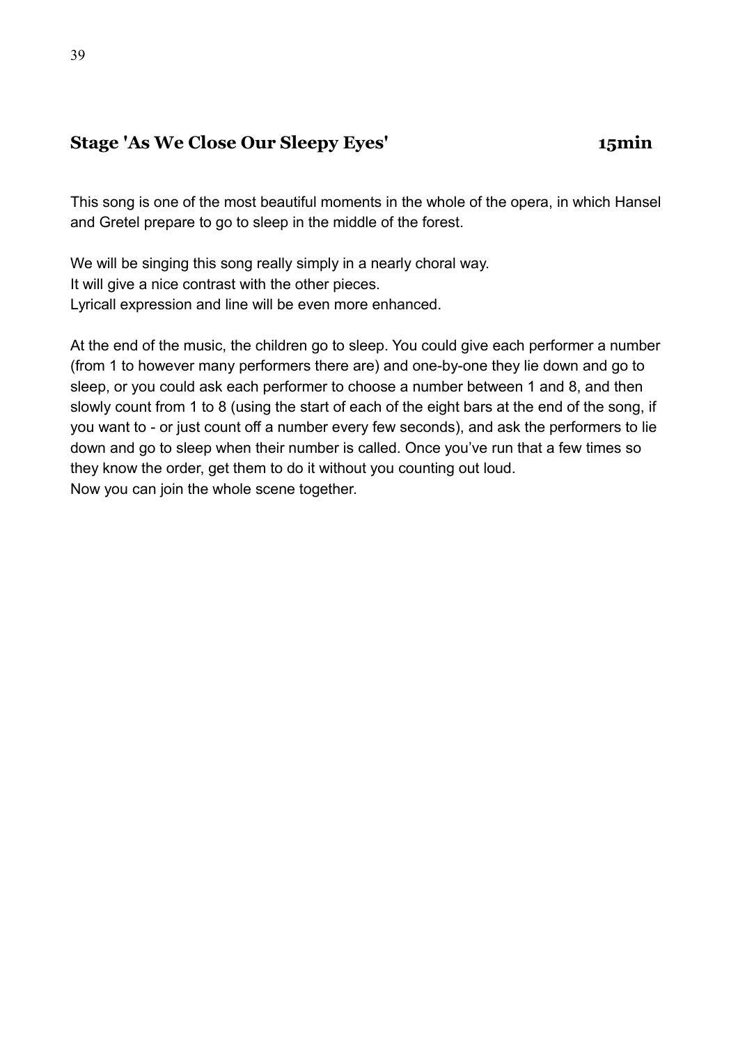## Stage 'As We Close Our Sleepy Eyes' 15min

This song is one of the most beautiful moments in the whole of the opera, in which Hansel and Gretel prepare to go to sleep in the middle of the forest.

We will be singing this song really simply in a nearly choral way.
It will give a nice contrast with the other pieces.
Lyricall expression and line will be even more enhanced.

At the end of the music, the children go to sleep. You could give each performer a number (from 1 to however many performers there are) and one-by-one they lie down and go to sleep, or you could ask each performer to choose a number between 1 and 8, and then slowly count from 1 to 8 (using the start of each of the eight bars at the end of the song, if you want to - or just count off a number every few seconds), and ask the performers to lie down and go to sleep when their number is called. Once you've run that a few times so they know the order, get them to do it without you counting out loud.
Now you can join the whole scene together.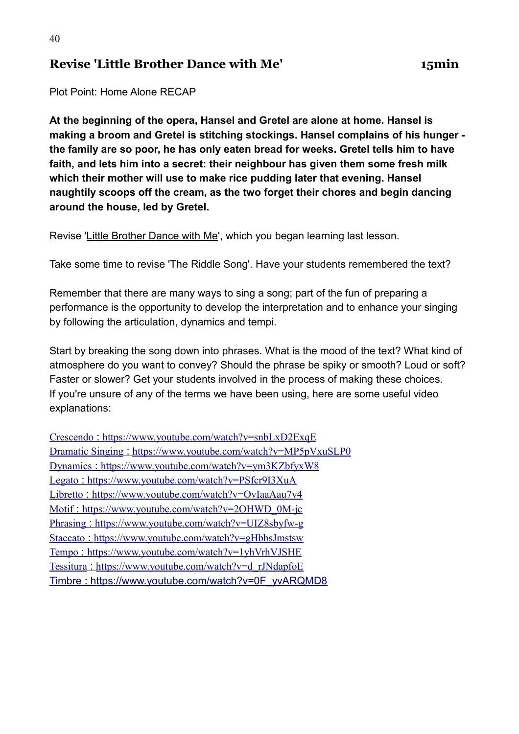## Revise 'Little Brother Dance with Me' 15min

Plot Point: Home Alone RECAP

**At the beginning of the opera, Hansel and Gretel are alone at home. Hansel is making a broom and Gretel is stitching stockings. Hansel complains of his hunger - the family are so poor, he has only eaten bread for weeks. Gretel tells him to have faith, and lets him into a secret: their neighbour has given them some fresh milk which their mother will use to make rice pudding later that evening. Hansel naughtily scoops off the cream, as the two forget their chores and begin dancing around the house, led by Gretel.**

Revise 'Little Brother Dance with Me', which you began learning last lesson.

Take some time to revise 'The Riddle Song'. Have your students remembered the text?

Remember that there are many ways to sing a song; part of the fun of preparing a performance is the opportunity to develop the interpretation and to enhance your singing by following the articulation, dynamics and tempi.

Start by breaking the song down into phrases. What is the mood of the text? What kind of atmosphere do you want to convey? Should the phrase be spiky or smooth? Loud or soft? Faster or slower? Get your students involved in the process of making these choices.
If you're unsure of any of the terms we have been using, here are some useful video explanations:

Crescendo : https://www.youtube.com/watch?v=snbLxD2ExqE
Dramatic Singing : https://www.youtube.com/watch?v=MP5pVxuSLP0
Dynamics : https://www.youtube.com/watch?v=ym3KZbfyxW8
Legato : https://www.youtube.com/watch?v=PSfcr9I3XuA
Libretto : https://www.youtube.com/watch?v=OvIaaAau7v4
Motif : https://www.youtube.com/watch?v=2OHWD_0M-jc
Phrasing : https://www.youtube.com/watch?v=UIZ8sbyfw-g
Staccato : https://www.youtube.com/watch?v=gHbbsJmstsw
Tempo : https://www.youtube.com/watch?v=1yhVrhVJSHE
Tessitura : https://www.youtube.com/watch?v=d_rJNdapfoE
Timbre : https://www.youtube.com/watch?v=0F_yvARQMD8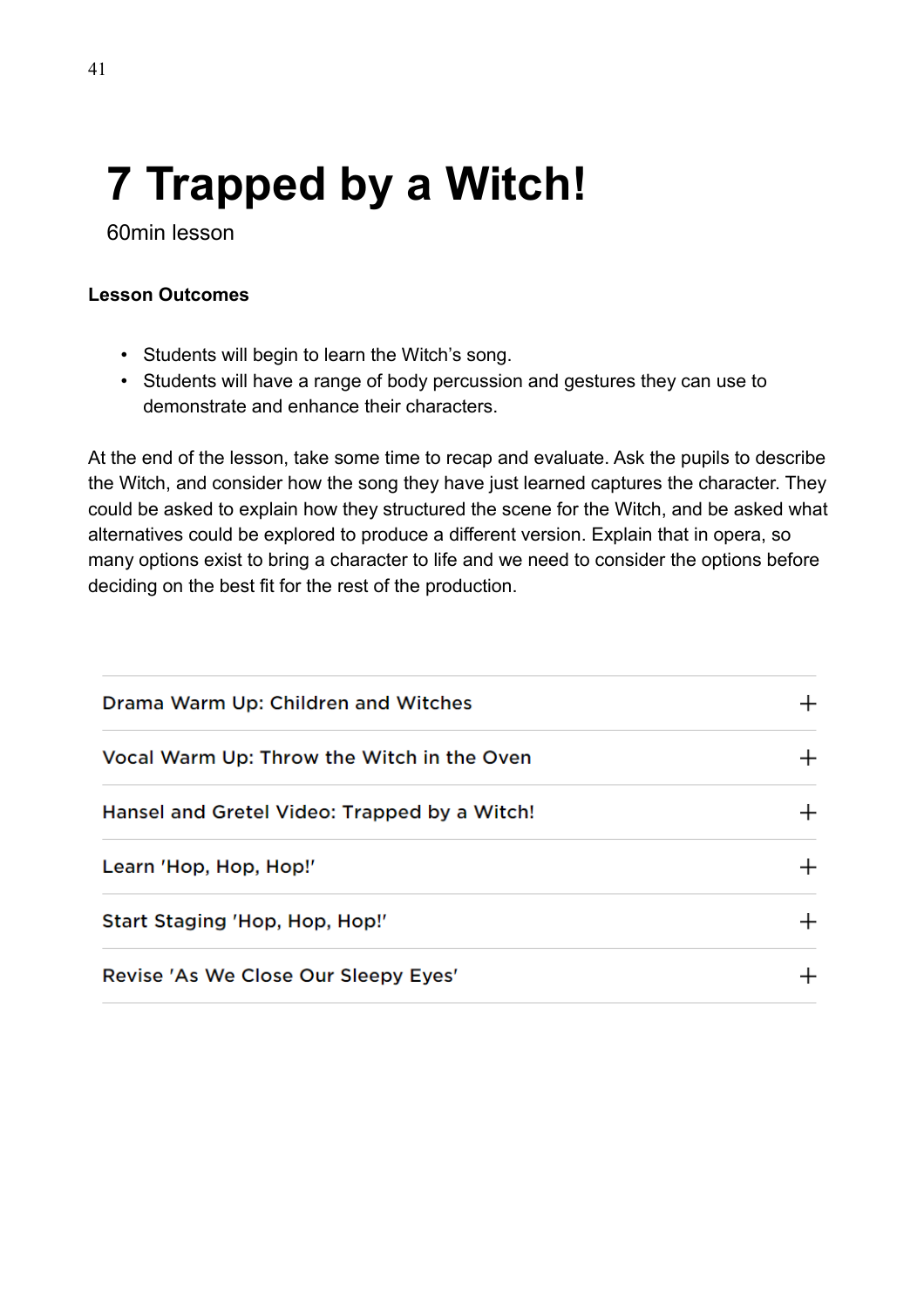# 7 Trapped by a Witch!

60min lesson

**Lesson Outcomes**

- Students will begin to learn the Witch's song.
- Students will have a range of body percussion and gestures they can use to demonstrate and enhance their characters.

At the end of the lesson, take some time to recap and evaluate. Ask the pupils to describe the Witch, and consider how the song they have just learned captures the character. They could be asked to explain how they structured the scene for the Witch, and be asked what alternatives could be explored to produce a different version. Explain that in opera, so many options exist to bring a character to life and we need to consider the options before deciding on the best fit for the rest of the production.

- Drama Warm Up: Children and Witches +
- Vocal Warm Up: Throw the Witch in the Oven +
- Hansel and Gretel Video: Trapped by a Witch! +
- Learn 'Hop, Hop, Hop!' +
- Start Staging 'Hop, Hop, Hop!' +
- Revise 'As We Close Our Sleepy Eyes' +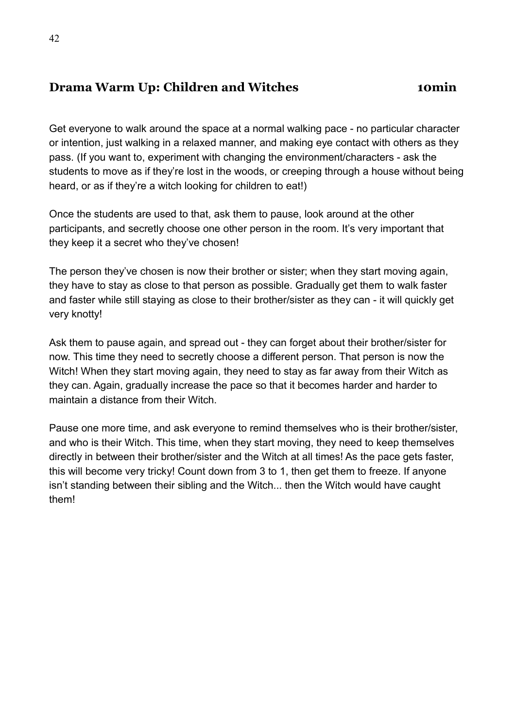## Drama Warm Up: Children and Witches 10min

Get everyone to walk around the space at a normal walking pace - no particular character or intention, just walking in a relaxed manner, and making eye contact with others as they pass. (If you want to, experiment with changing the environment/characters - ask the students to move as if they're lost in the woods, or creeping through a house without being heard, or as if they're a witch looking for children to eat!)

Once the students are used to that, ask them to pause, look around at the other participants, and secretly choose one other person in the room. It's very important that they keep it a secret who they've chosen!

The person they've chosen is now their brother or sister; when they start moving again, they have to stay as close to that person as possible. Gradually get them to walk faster and faster while still staying as close to their brother/sister as they can - it will quickly get very knotty!

Ask them to pause again, and spread out - they can forget about their brother/sister for now. This time they need to secretly choose a different person. That person is now the Witch! When they start moving again, they need to stay as far away from their Witch as they can. Again, gradually increase the pace so that it becomes harder and harder to maintain a distance from their Witch.

Pause one more time, and ask everyone to remind themselves who is their brother/sister, and who is their Witch. This time, when they start moving, they need to keep themselves directly in between their brother/sister and the Witch at all times! As the pace gets faster, this will become very tricky! Count down from 3 to 1, then get them to freeze. If anyone isn't standing between their sibling and the Witch... then the Witch would have caught them!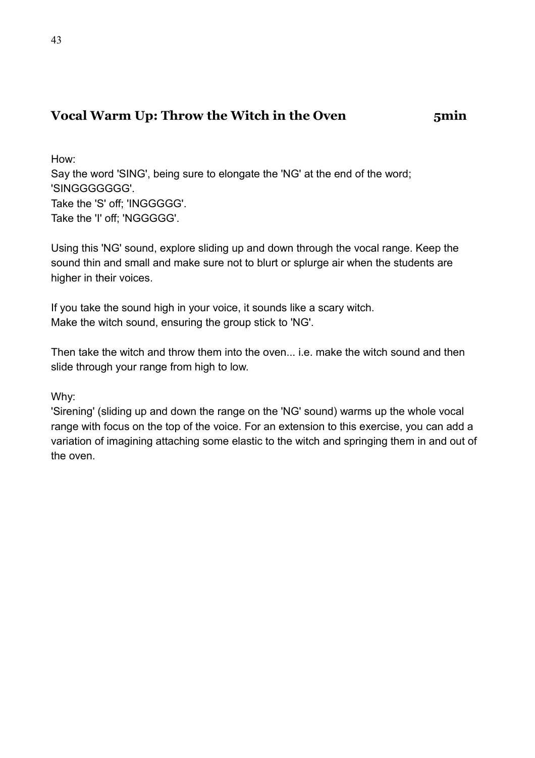## Vocal Warm Up: Throw the Witch in the Oven 5min

How:
Say the word 'SING', being sure to elongate the 'NG' at the end of the word; 'SINGGGGGGG'.
Take the 'S' off; 'INGGGGG'.
Take the 'I' off; 'NGGGGG'.

Using this 'NG' sound, explore sliding up and down through the vocal range. Keep the sound thin and small and make sure not to blurt or splurge air when the students are higher in their voices.

If you take the sound high in your voice, it sounds like a scary witch.
Make the witch sound, ensuring the group stick to 'NG'.

Then take the witch and throw them into the oven... i.e. make the witch sound and then slide through your range from high to low.

Why:
'Sirening' (sliding up and down the range on the 'NG' sound) warms up the whole vocal range with focus on the top of the voice. For an extension to this exercise, you can add a variation of imagining attaching some elastic to the witch and springing them in and out of the oven.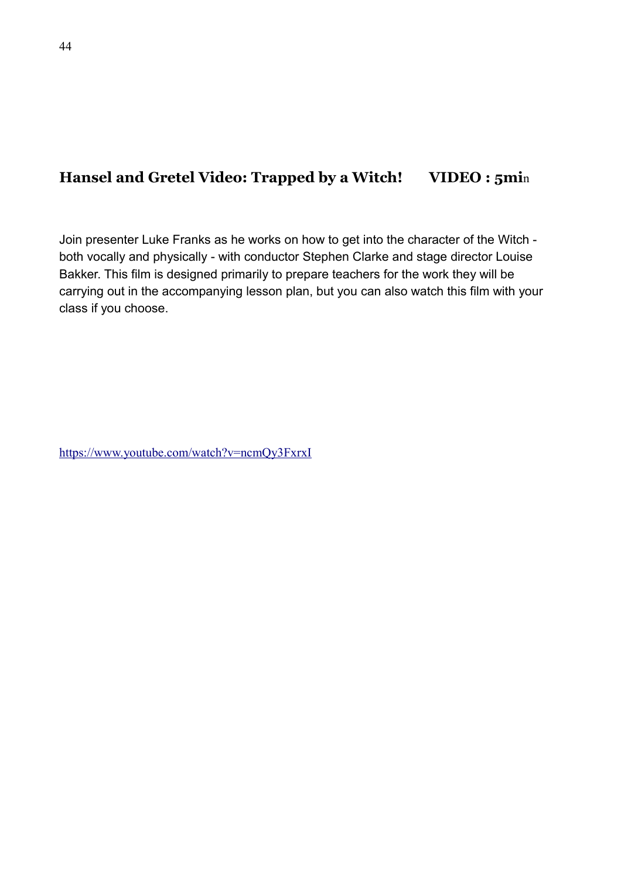## Hansel and Gretel Video: Trapped by a Witch!        VIDEO : 5min

Join presenter Luke Franks as he works on how to get into the character of the Witch - both vocally and physically - with conductor Stephen Clarke and stage director Louise Bakker. This film is designed primarily to prepare teachers for the work they will be carrying out in the accompanying lesson plan, but you can also watch this film with your class if you choose.

https://www.youtube.com/watch?v=ncmQy3FxrxI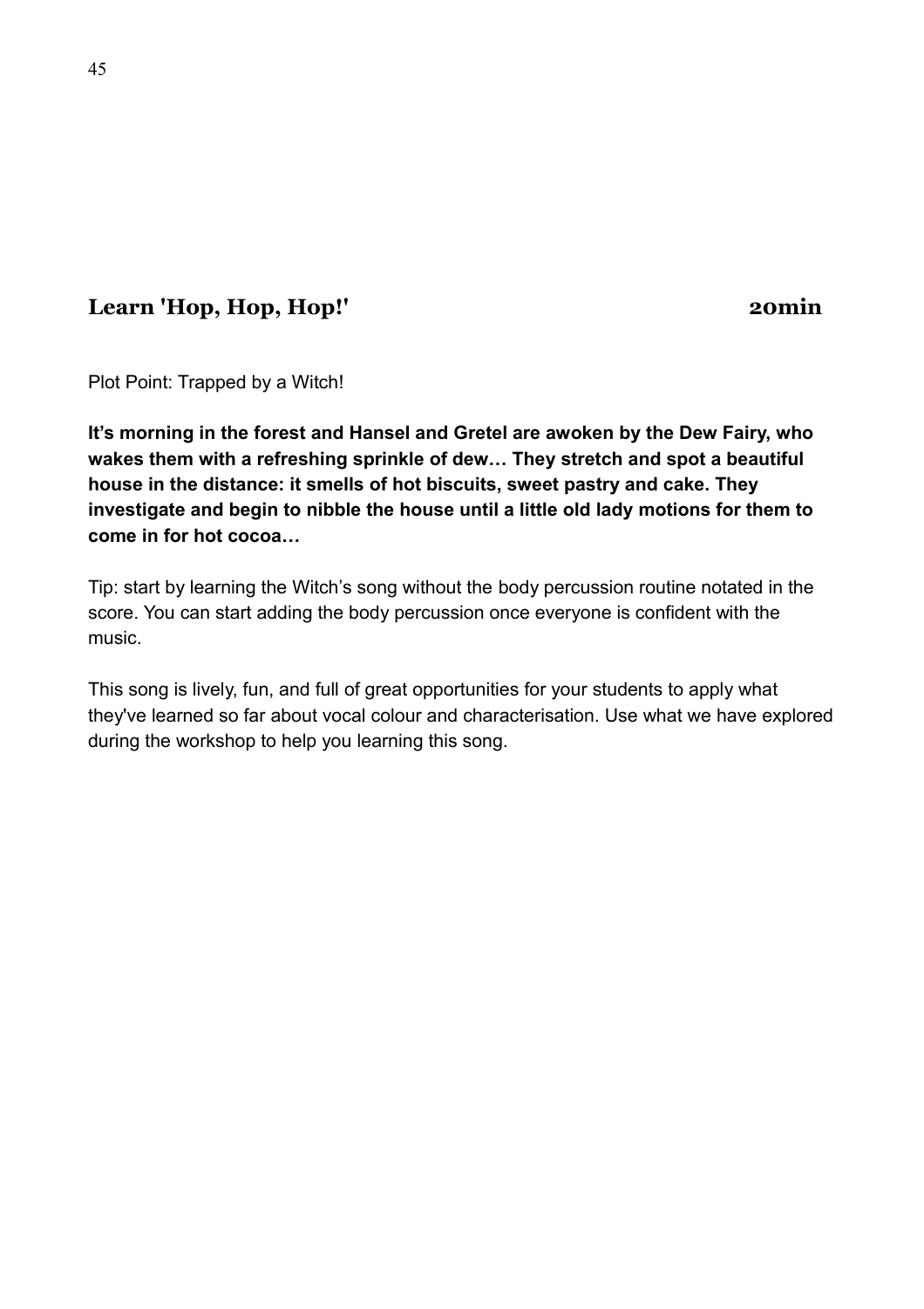## Learn 'Hop, Hop, Hop!' 20min

Plot Point: Trapped by a Witch!

**It's morning in the forest and Hansel and Gretel are awoken by the Dew Fairy, who wakes them with a refreshing sprinkle of dew… They stretch and spot a beautiful house in the distance: it smells of hot biscuits, sweet pastry and cake. They investigate and begin to nibble the house until a little old lady motions for them to come in for hot cocoa…**

Tip: start by learning the Witch's song without the body percussion routine notated in the score. You can start adding the body percussion once everyone is confident with the music.

This song is lively, fun, and full of great opportunities for your students to apply what they've learned so far about vocal colour and characterisation. Use what we have explored during the workshop to help you learning this song.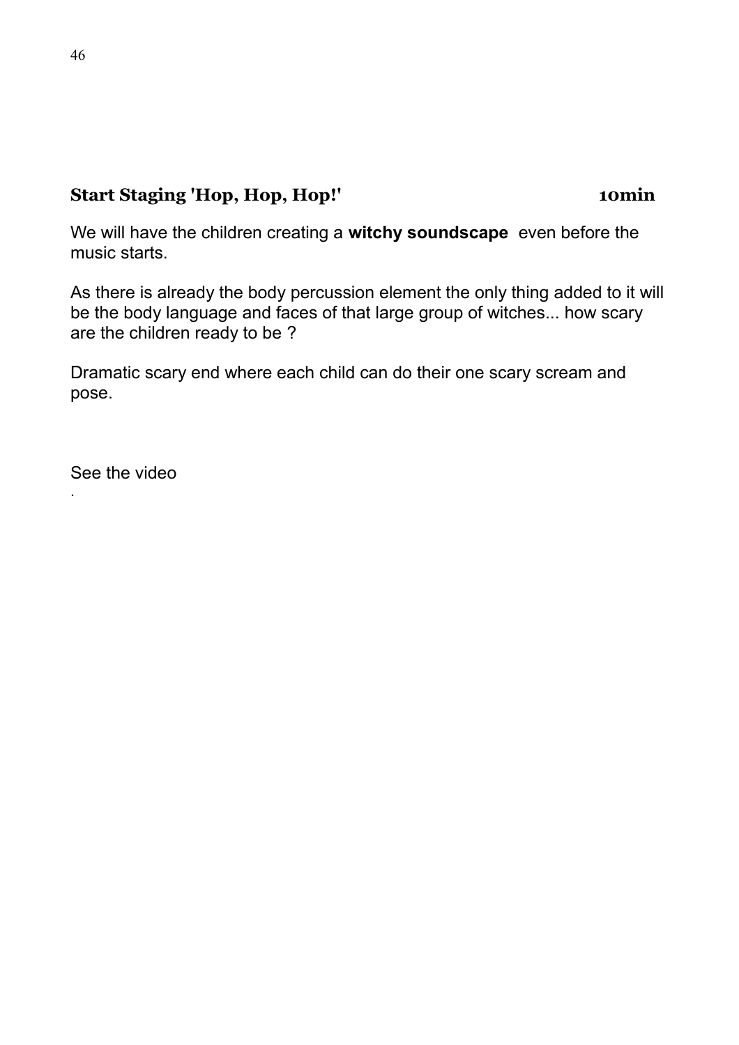## Start Staging 'Hop, Hop, Hop!' 10min

We will have the children creating a **witchy soundscape** even before the music starts.

As there is already the body percussion element the only thing added to it will be the body language and faces of that large group of witches... how scary are the children ready to be ?

Dramatic scary end where each child can do their one scary scream and pose.

See the video

.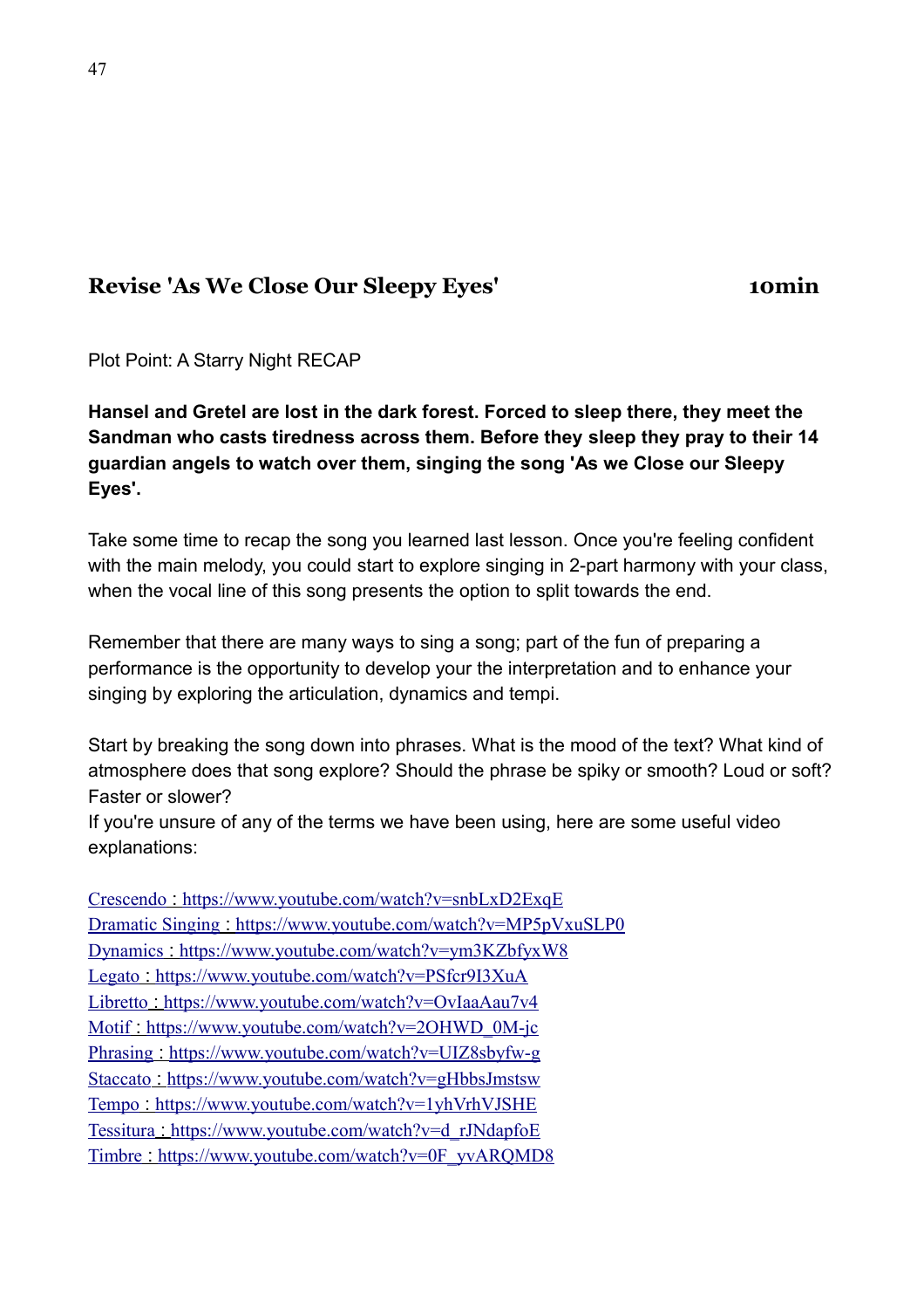## Revise 'As We Close Our Sleepy Eyes' 10min

Plot Point: A Starry Night RECAP

**Hansel and Gretel are lost in the dark forest. Forced to sleep there, they meet the Sandman who casts tiredness across them. Before they sleep they pray to their 14 guardian angels to watch over them, singing the song 'As we Close our Sleepy Eyes'.**

Take some time to recap the song you learned last lesson. Once you're feeling confident with the main melody, you could start to explore singing in 2-part harmony with your class, when the vocal line of this song presents the option to split towards the end.

Remember that there are many ways to sing a song; part of the fun of preparing a performance is the opportunity to develop your the interpretation and to enhance your singing by exploring the articulation, dynamics and tempi.

Start by breaking the song down into phrases. What is the mood of the text? What kind of atmosphere does that song explore? Should the phrase be spiky or smooth? Loud or soft? Faster or slower?

If you're unsure of any of the terms we have been using, here are some useful video explanations:

Crescendo : https://www.youtube.com/watch?v=snbLxD2ExqE
Dramatic Singing : https://www.youtube.com/watch?v=MP5pVxuSLP0
Dynamics : https://www.youtube.com/watch?v=ym3KZbfyxW8
Legato : https://www.youtube.com/watch?v=PSfcr9I3XuA
Libretto : https://www.youtube.com/watch?v=OvIaaAau7v4
Motif : https://www.youtube.com/watch?v=2OHWD_0M-jc
Phrasing : https://www.youtube.com/watch?v=UIZ8sbyfw-g
Staccato : https://www.youtube.com/watch?v=gHbbsJmstsw
Tempo : https://www.youtube.com/watch?v=1yhVrhVJSHE
Tessitura : https://www.youtube.com/watch?v=d_rJNdapfoE
Timbre : https://www.youtube.com/watch?v=0F_yvARQMD8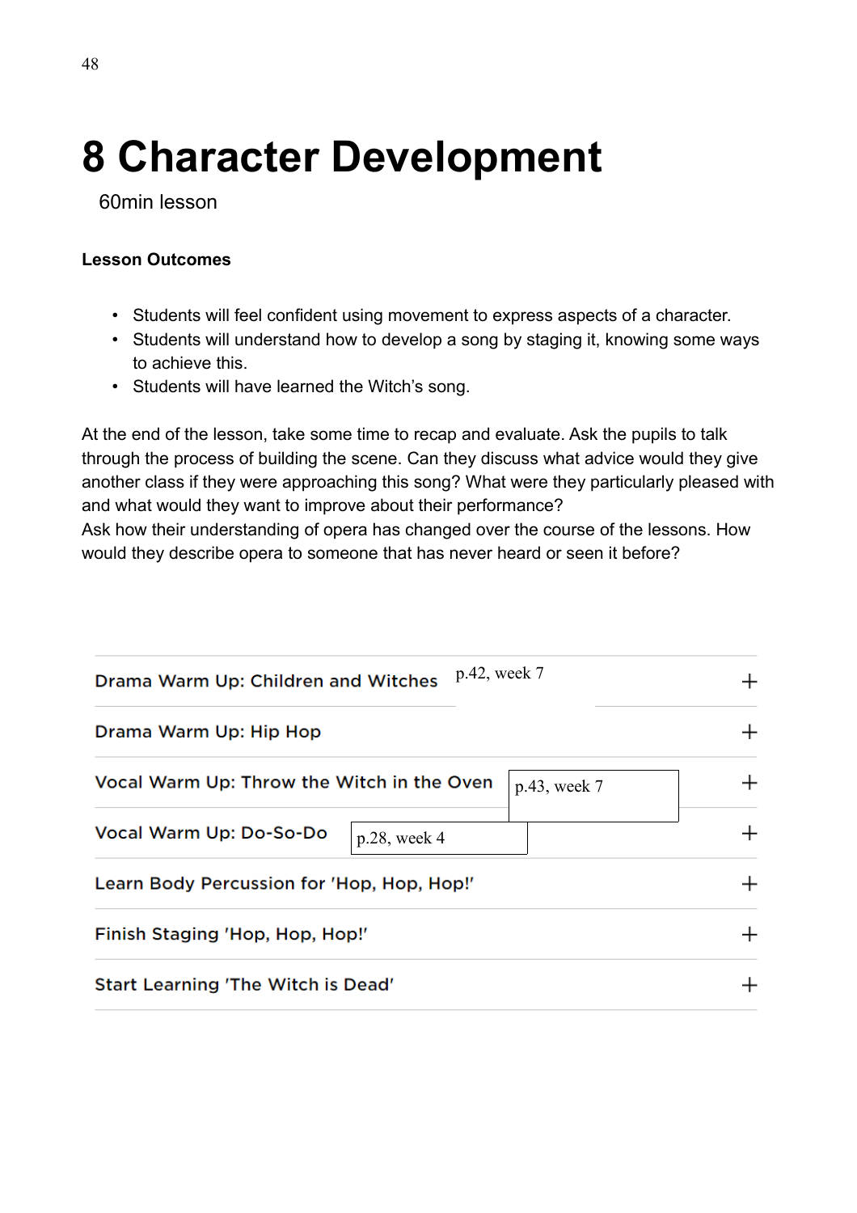# 8 Character Development

60min lesson

**Lesson Outcomes**

- Students will feel confident using movement to express aspects of a character.
- Students will understand how to develop a song by staging it, knowing some ways to achieve this.
- Students will have learned the Witch's song.

At the end of the lesson, take some time to recap and evaluate. Ask the pupils to talk through the process of building the scene. Can they discuss what advice would they give another class if they were approaching this song? What were they particularly pleased with and what would they want to improve about their performance?
Ask how their understanding of opera has changed over the course of the lessons. How would they describe opera to someone that has never heard or seen it before?

- Drama Warm Up: Children and Witches — p.42, week 7
- Drama Warm Up: Hip Hop
- Vocal Warm Up: Throw the Witch in the Oven — p.43, week 7
- Vocal Warm Up: Do-So-Do — p.28, week 4
- Learn Body Percussion for 'Hop, Hop, Hop!'
- Finish Staging 'Hop, Hop, Hop!'
- Start Learning 'The Witch is Dead'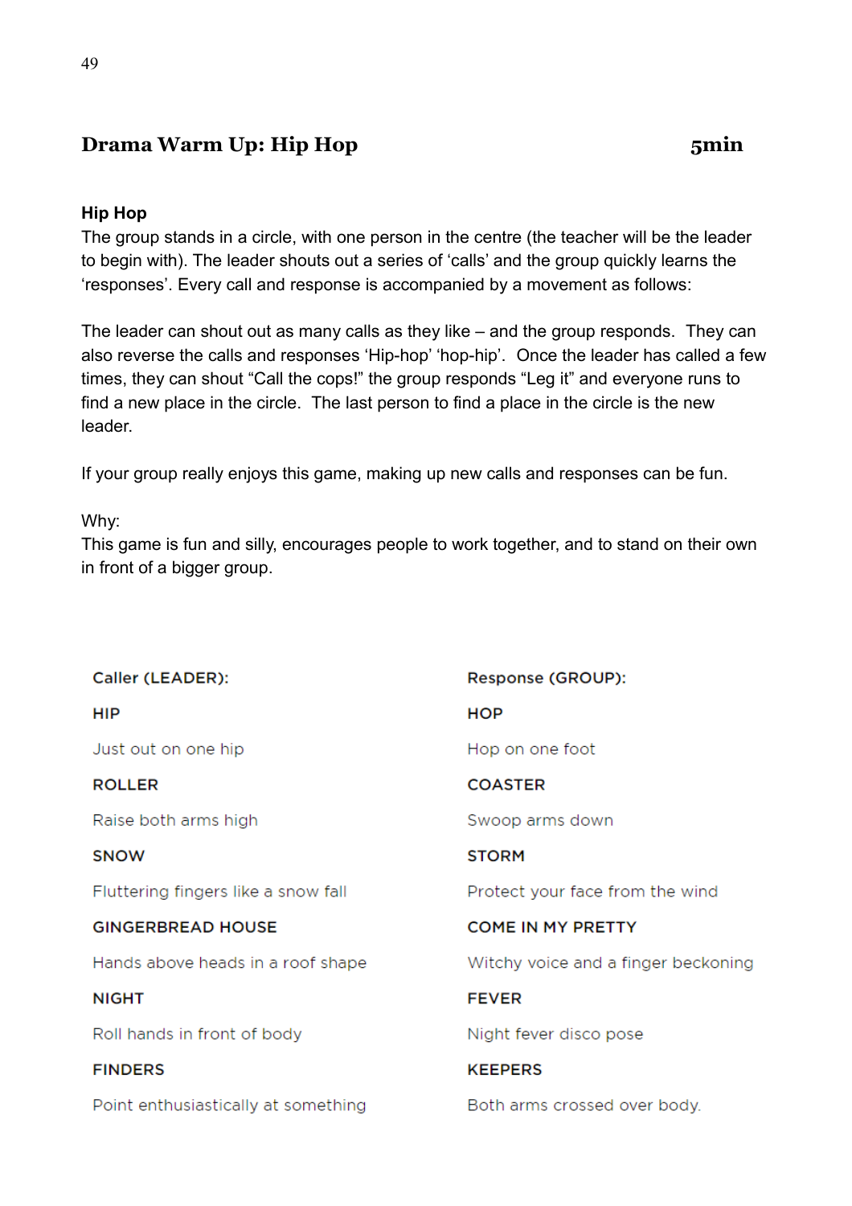## Drama Warm Up: Hip Hop 5min

**Hip Hop**

The group stands in a circle, with one person in the centre (the teacher will be the leader to begin with). The leader shouts out a series of 'calls' and the group quickly learns the 'responses'. Every call and response is accompanied by a movement as follows:

The leader can shout out as many calls as they like – and the group responds. They can also reverse the calls and responses 'Hip-hop' 'hop-hip'. Once the leader has called a few times, they can shout "Call the cops!" the group responds "Leg it" and everyone runs to find a new place in the circle. The last person to find a place in the circle is the new leader.

If your group really enjoys this game, making up new calls and responses can be fun.

Why:
This game is fun and silly, encourages people to work together, and to stand on their own in front of a bigger group.

| Caller (LEADER): | Response (GROUP): |
|---|---|
| **HIP** | **HOP** |
| Just out on one hip | Hop on one foot |
| **ROLLER** | **COASTER** |
| Raise both arms high | Swoop arms down |
| **SNOW** | **STORM** |
| Fluttering fingers like a snow fall | Protect your face from the wind |
| **GINGERBREAD HOUSE** | **COME IN MY PRETTY** |
| Hands above heads in a roof shape | Witchy voice and a finger beckoning |
| **NIGHT** | **FEVER** |
| Roll hands in front of body | Night fever disco pose |
| **FINDERS** | **KEEPERS** |
| Point enthusiastically at something | Both arms crossed over body. |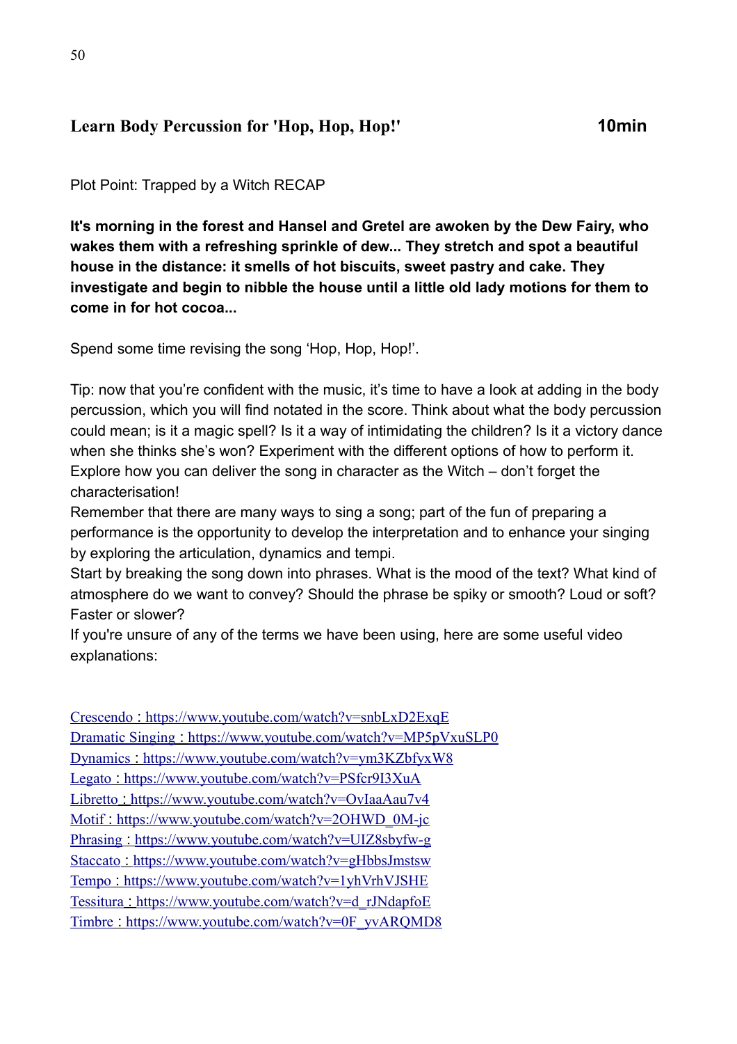## Learn Body Percussion for 'Hop, Hop, Hop!' 10min

Plot Point: Trapped by a Witch RECAP

**It's morning in the forest and Hansel and Gretel are awoken by the Dew Fairy, who wakes them with a refreshing sprinkle of dew... They stretch and spot a beautiful house in the distance: it smells of hot biscuits, sweet pastry and cake. They investigate and begin to nibble the house until a little old lady motions for them to come in for hot cocoa...**

Spend some time revising the song 'Hop, Hop, Hop!'.

Tip: now that you're confident with the music, it's time to have a look at adding in the body percussion, which you will find notated in the score. Think about what the body percussion could mean; is it a magic spell? Is it a way of intimidating the children? Is it a victory dance when she thinks she's won? Experiment with the different options of how to perform it. Explore how you can deliver the song in character as the Witch – don't forget the characterisation!

Remember that there are many ways to sing a song; part of the fun of preparing a performance is the opportunity to develop the interpretation and to enhance your singing by exploring the articulation, dynamics and tempi.

Start by breaking the song down into phrases. What is the mood of the text? What kind of atmosphere do we want to convey? Should the phrase be spiky or smooth? Loud or soft? Faster or slower?

If you're unsure of any of the terms we have been using, here are some useful video explanations:

Crescendo : https://www.youtube.com/watch?v=snbLxD2ExqE
Dramatic Singing : https://www.youtube.com/watch?v=MP5pVxuSLP0
Dynamics : https://www.youtube.com/watch?v=ym3KZbfyxW8
Legato : https://www.youtube.com/watch?v=PSfcr9I3XuA
Libretto : https://www.youtube.com/watch?v=OvIaaAau7v4
Motif : https://www.youtube.com/watch?v=2OHWD_0M-jc
Phrasing : https://www.youtube.com/watch?v=UIZ8sbyfw-g
Staccato : https://www.youtube.com/watch?v=gHbbsJmstsw
Tempo : https://www.youtube.com/watch?v=1yhVrhVJSHE
Tessitura : https://www.youtube.com/watch?v=d_rJNdapfoE
Timbre : https://www.youtube.com/watch?v=0F_yvARQMD8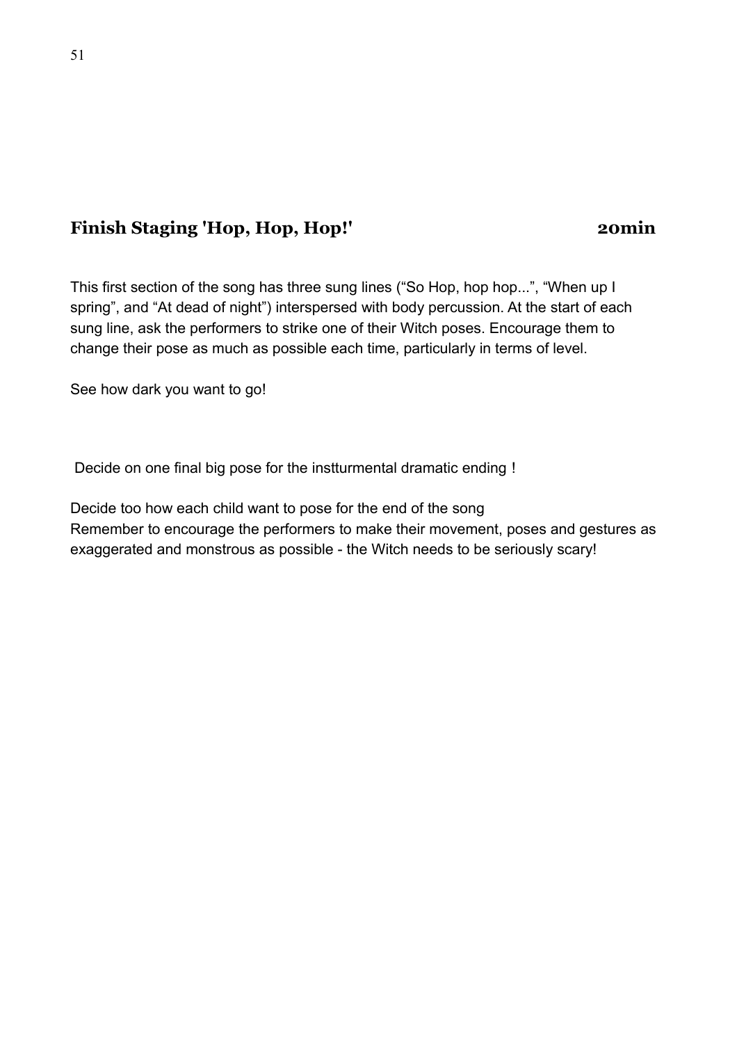## Finish Staging 'Hop, Hop, Hop!' 20min

This first section of the song has three sung lines (“So Hop, hop hop...”, “When up I spring”, and “At dead of night”) interspersed with body percussion. At the start of each sung line, ask the performers to strike one of their Witch poses. Encourage them to change their pose as much as possible each time, particularly in terms of level.

See how dark you want to go!

Decide on one final big pose for the instturmental dramatic ending !

Decide too how each child want to pose for the end of the song
Remember to encourage the performers to make their movement, poses and gestures as exaggerated and monstrous as possible - the Witch needs to be seriously scary!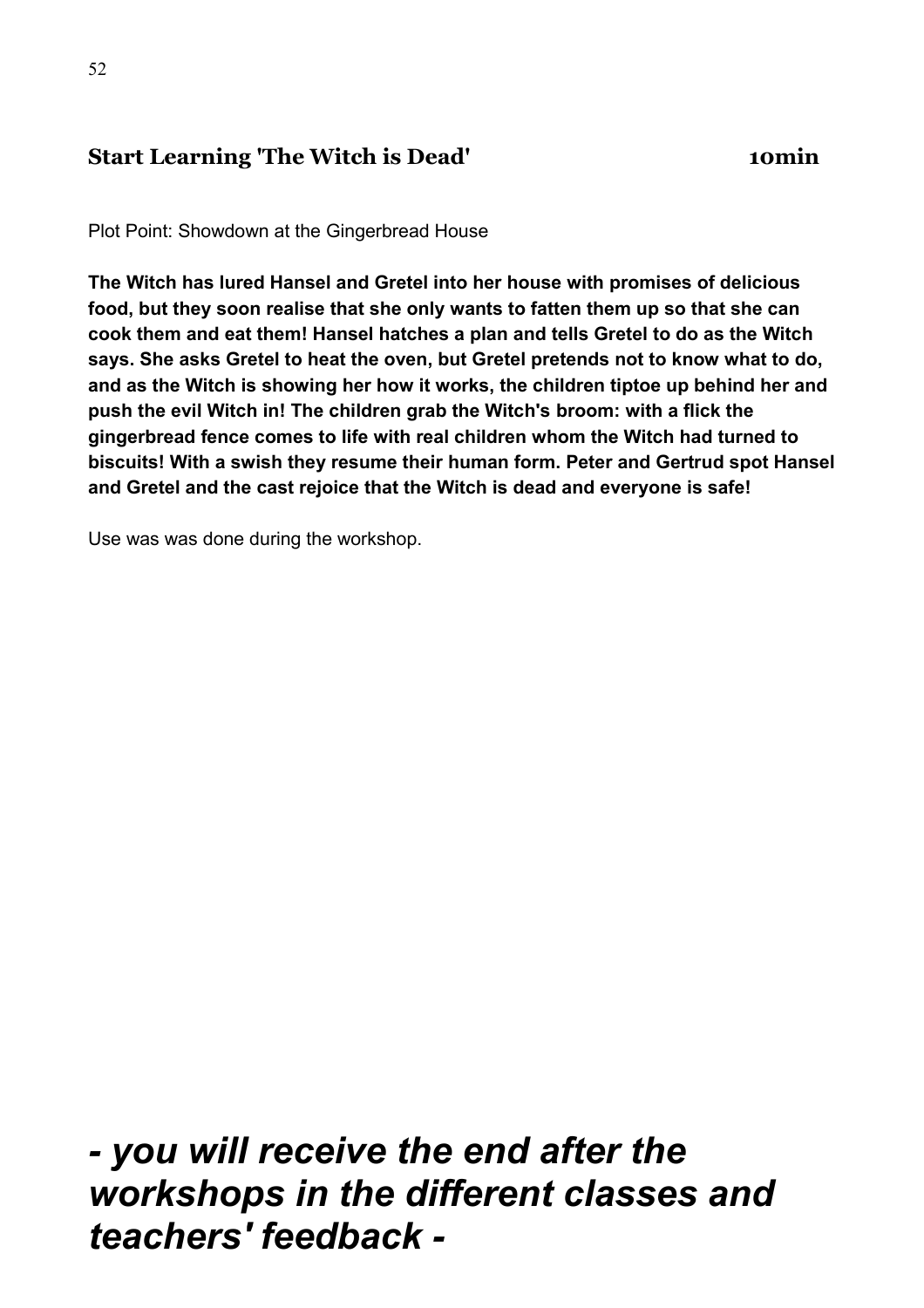### Start Learning 'The Witch is Dead' 10min

Plot Point: Showdown at the Gingerbread House

**The Witch has lured Hansel and Gretel into her house with promises of delicious food, but they soon realise that she only wants to fatten them up so that she can cook them and eat them! Hansel hatches a plan and tells Gretel to do as the Witch says. She asks Gretel to heat the oven, but Gretel pretends not to know what to do, and as the Witch is showing her how it works, the children tiptoe up behind her and push the evil Witch in! The children grab the Witch's broom: with a flick the gingerbread fence comes to life with real children whom the Witch had turned to biscuits! With a swish they resume their human form. Peter and Gertrud spot Hansel and Gretel and the cast rejoice that the Witch is dead and everyone is safe!**

Use was was done during the workshop.

## ***- you will receive the end after the workshops in the different classes and teachers' feedback -***